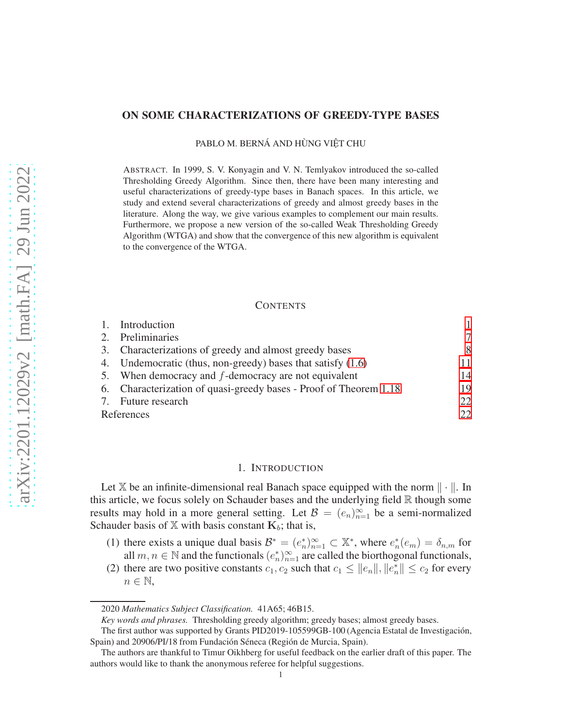# ON SOME CHARACTERIZATIONS OF GREEDY-TYPE BASES

PABLO M. BERNÁ AND HÙNG VIỆT CHU

ABSTRACT. In 1999, S. V. Konyagin and V. N. Temlyakov introduced the so-called Thresholding Greedy Algorithm. Since then, there have been many interesting and useful characterizations of greedy-type bases in Banach spaces. In this article, we study and extend several characterizations of greedy and almost greedy bases in the literature. Along the way, we give various examples to complement our main results. Furthermore, we propose a new version of the so-called Weak Thresholding Greedy Algorithm (WTGA) and show that the convergence of this new algorithm is equivalent to the convergence of the WTGA.

## CONTENTS

1. Introduction 1
2. Preliminaries 7
3. Characterizations of greedy and almost greedy bases 8
4. Undemocratic (thus, non-greedy) bases that satisfy (1.6) 11
5. When democracy and $f$-democracy are not equivalent 14
6. Characterization of quasi-greedy bases - Proof of Theorem 1.18 19
7. Future research 22

References 22

## 1. INTRODUCTION

Let $\mathbb{X}$ be an infinite-dimensional real Banach space equipped with the norm $\|\cdot\|$. In this article, we focus solely on Schauder bases and the underlying field $\mathbb{R}$ though some results may hold in a more general setting. Let $\mathcal{B} = (e_n)_{n=1}^\infty$ be a semi-normalized Schauder basis of $\mathbb{X}$ with basis constant $\mathbf{K}_b$; that is,

(1) there exists a unique dual basis $\mathcal{B}^* = (e_n^*)_{n=1}^\infty \subset \mathbb{X}^*$, where $e_n^*(e_m) = \delta_{n,m}$ for all $m, n \in \mathbb{N}$ and the functionals $(e_n^*)_{n=1}^\infty$ are called the biorthogonal functionals,

(2) there are two positive constants $c_1, c_2$ such that $c_1 \le \|e_n\|, \|e_n^*\| \le c_2$ for every $n \in \mathbb{N}$,

---

2020 *Mathematics Subject Classification.* 41A65; 46B15.

*Key words and phrases.* Thresholding greedy algorithm; greedy bases; almost greedy bases.

The first author was supported by Grants PID2019-105599GB-100 (Agencia Estatal de Investigación, Spain) and 20906/PI/18 from Fundación Séneca (Región de Murcia, Spain).

The authors are thankful to Timur Oikhberg for useful feedback on the earlier draft of this paper. The authors would like to thank the anonymous referee for helpful suggestions.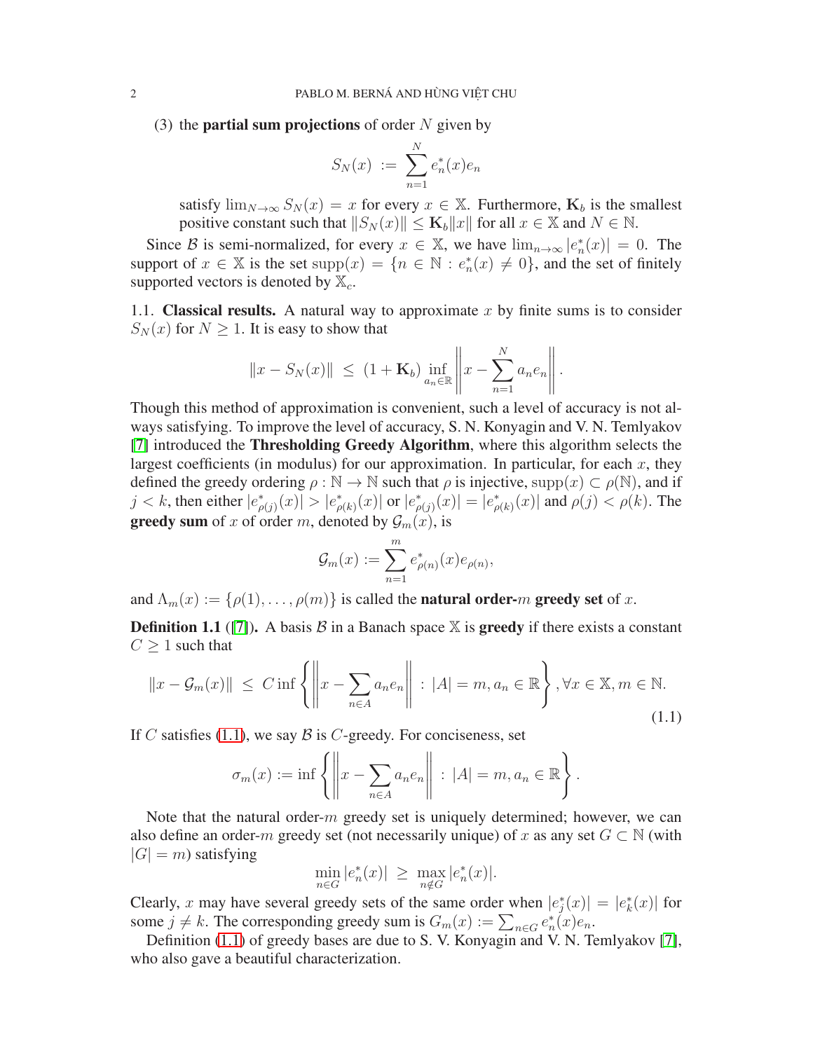(3) the **partial sum projections** of order $N$ given by

$$S_N(x) := \sum_{n=1}^{N} e_n^*(x)e_n$$

satisfy $\lim_{N\to\infty} S_N(x) = x$ for every $x \in \mathbb{X}$. Furthermore, $\mathbf{K}_b$ is the smallest positive constant such that $\|S_N(x)\| \le \mathbf{K}_b\|x\|$ for all $x \in \mathbb{X}$ and $N \in \mathbb{N}$.

Since $\mathcal{B}$ is semi-normalized, for every $x \in \mathbb{X}$, we have $\lim_{n\to\infty} |e_n^*(x)| = 0$. The support of $x \in \mathbb{X}$ is the set $\operatorname{supp}(x) = \{n \in \mathbb{N} : e_n^*(x) \neq 0\}$, and the set of finitely supported vectors is denoted by $\mathbb{X}_c$.

## 1.1. Classical results.

A natural way to approximate $x$ by finite sums is to consider $S_N(x)$ for $N \ge 1$. It is easy to show that

$$\|x - S_N(x)\| \le (1 + \mathbf{K}_b) \inf_{a_n \in \mathbb{R}} \left\| x - \sum_{n=1}^{N} a_n e_n \right\|.$$

Though this method of approximation is convenient, such a level of accuracy is not always satisfying. To improve the level of accuracy, S. N. Konyagin and V. N. Temlyakov [7] introduced the **Thresholding Greedy Algorithm**, where this algorithm selects the largest coefficients (in modulus) for our approximation. In particular, for each $x$, they defined the greedy ordering $\rho : \mathbb{N} \to \mathbb{N}$ such that $\rho$ is injective, $\operatorname{supp}(x) \subset \rho(\mathbb{N})$, and if $j < k$, then either $|e_{\rho(j)}^*(x)| > |e_{\rho(k)}^*(x)|$ or $|e_{\rho(j)}^*(x)| = |e_{\rho(k)}^*(x)|$ and $\rho(j) < \rho(k)$. The **greedy sum** of $x$ of order $m$, denoted by $\mathcal{G}_m(x)$, is

$$\mathcal{G}_m(x) := \sum_{n=1}^{m} e_{\rho(n)}^*(x)e_{\rho(n)},$$

and $\Lambda_m(x) := \{\rho(1), \dots, \rho(m)\}$ is called the **natural order-$m$ greedy set** of $x$.

**Definition 1.1** ([7])**.** A basis $\mathcal{B}$ in a Banach space $\mathbb{X}$ is **greedy** if there exists a constant $C \ge 1$ such that

$$\|x - \mathcal{G}_m(x)\| \le C \inf\left\{ \left\| x - \sum_{n\in A} a_n e_n \right\| : |A| = m, a_n \in \mathbb{R} \right\}, \forall x \in \mathbb{X}, m \in \mathbb{N}. \tag{1.1}$$

If $C$ satisfies (1.1), we say $\mathcal{B}$ is $C$-greedy. For conciseness, set

$$\sigma_m(x) := \inf\left\{ \left\| x - \sum_{n\in A} a_n e_n \right\| : |A| = m, a_n \in \mathbb{R} \right\}.$$

Note that the natural order-$m$ greedy set is uniquely determined; however, we can also define an order-$m$ greedy set (not necessarily unique) of $x$ as any set $G \subset \mathbb{N}$ (with $|G| = m$) satisfying

$$\min_{n\in G} |e_n^*(x)| \ge \max_{n\notin G} |e_n^*(x)|.$$

Clearly, $x$ may have several greedy sets of the same order when $|e_j^*(x)| = |e_k^*(x)|$ for some $j \neq k$. The corresponding greedy sum is $G_m(x) := \sum_{n\in G} e_n^*(x)e_n$.

Definition (1.1) of greedy bases are due to S. V. Konyagin and V. N. Temlyakov [7], who also gave a beautiful characterization.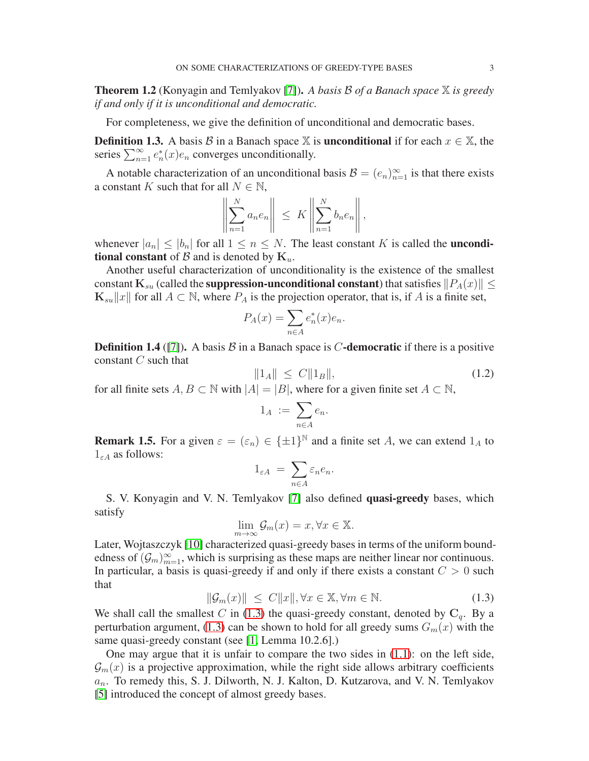**Theorem 1.2** (Konyagin and Temlyakov [7]). *A basis $\mathcal{B}$ of a Banach space $\mathbb{X}$ is greedy if and only if it is unconditional and democratic.*

For completeness, we give the definition of unconditional and democratic bases.

**Definition 1.3.** A basis $\mathcal{B}$ in a Banach space $\mathbb{X}$ is **unconditional** if for each $x \in \mathbb{X}$, the series $\sum_{n=1}^{\infty} e_n^*(x)e_n$ converges unconditionally.

A notable characterization of an unconditional basis $\mathcal{B} = (e_n)_{n=1}^{\infty}$ is that there exists a constant $K$ such that for all $N \in \mathbb{N}$,

$$\left\| \sum_{n=1}^{N} a_n e_n \right\| \;\leq\; K \left\| \sum_{n=1}^{N} b_n e_n \right\|,$$

whenever $|a_n| \leq |b_n|$ for all $1 \leq n \leq N$. The least constant $K$ is called the **unconditional constant** of $\mathcal{B}$ and is denoted by $\mathbf{K}_u$.

Another useful characterization of unconditionality is the existence of the smallest constant $\mathbf{K}_{su}$ (called the **suppression-unconditional constant**) that satisfies $\|P_A(x)\| \leq \mathbf{K}_{su}\|x\|$ for all $A \subset \mathbb{N}$, where $P_A$ is the projection operator, that is, if $A$ is a finite set,

$$P_A(x) = \sum_{n \in A} e_n^*(x)e_n.$$

**Definition 1.4** ([7]). A basis $\mathcal{B}$ in a Banach space is $C$**-democratic** if there is a positive constant $C$ such that

$$\|1_A\| \;\leq\; C\|1_B\|, \tag{1.2}$$

for all finite sets $A, B \subset \mathbb{N}$ with $|A| = |B|$, where for a given finite set $A \subset \mathbb{N}$,

$$1_A \;:=\; \sum_{n \in A} e_n.$$

**Remark 1.5.** For a given $\varepsilon = (\varepsilon_n) \in \{\pm 1\}^{\mathbb{N}}$ and a finite set $A$, we can extend $1_A$ to $1_{\varepsilon A}$ as follows:

$$1_{\varepsilon A} \;=\; \sum_{n \in A} \varepsilon_n e_n.$$

S. V. Konyagin and V. N. Temlyakov [7] also defined **quasi-greedy** bases, which satisfy

$$\lim_{m \to \infty} \mathcal{G}_m(x) = x, \forall x \in \mathbb{X}.$$

Later, Wojtaszczyk [10] characterized quasi-greedy bases in terms of the uniform boundedness of $(\mathcal{G}_m)_{m=1}^{\infty}$, which is surprising as these maps are neither linear nor continuous. In particular, a basis is quasi-greedy if and only if there exists a constant $C > 0$ such that

$$\|\mathcal{G}_m(x)\| \;\leq\; C\|x\|, \forall x \in \mathbb{X}, \forall m \in \mathbb{N}. \tag{1.3}$$

We shall call the smallest $C$ in (1.3) the quasi-greedy constant, denoted by $\mathbf{C}_q$. By a perturbation argument, (1.3) can be shown to hold for all greedy sums $G_m(x)$ with the same quasi-greedy constant (see [1, Lemma 10.2.6].)

One may argue that it is unfair to compare the two sides in (1.1): on the left side, $\mathcal{G}_m(x)$ is a projective approximation, while the right side allows arbitrary coefficients $a_n$. To remedy this, S. J. Dilworth, N. J. Kalton, D. Kutzarova, and V. N. Temlyakov [5] introduced the concept of almost greedy bases.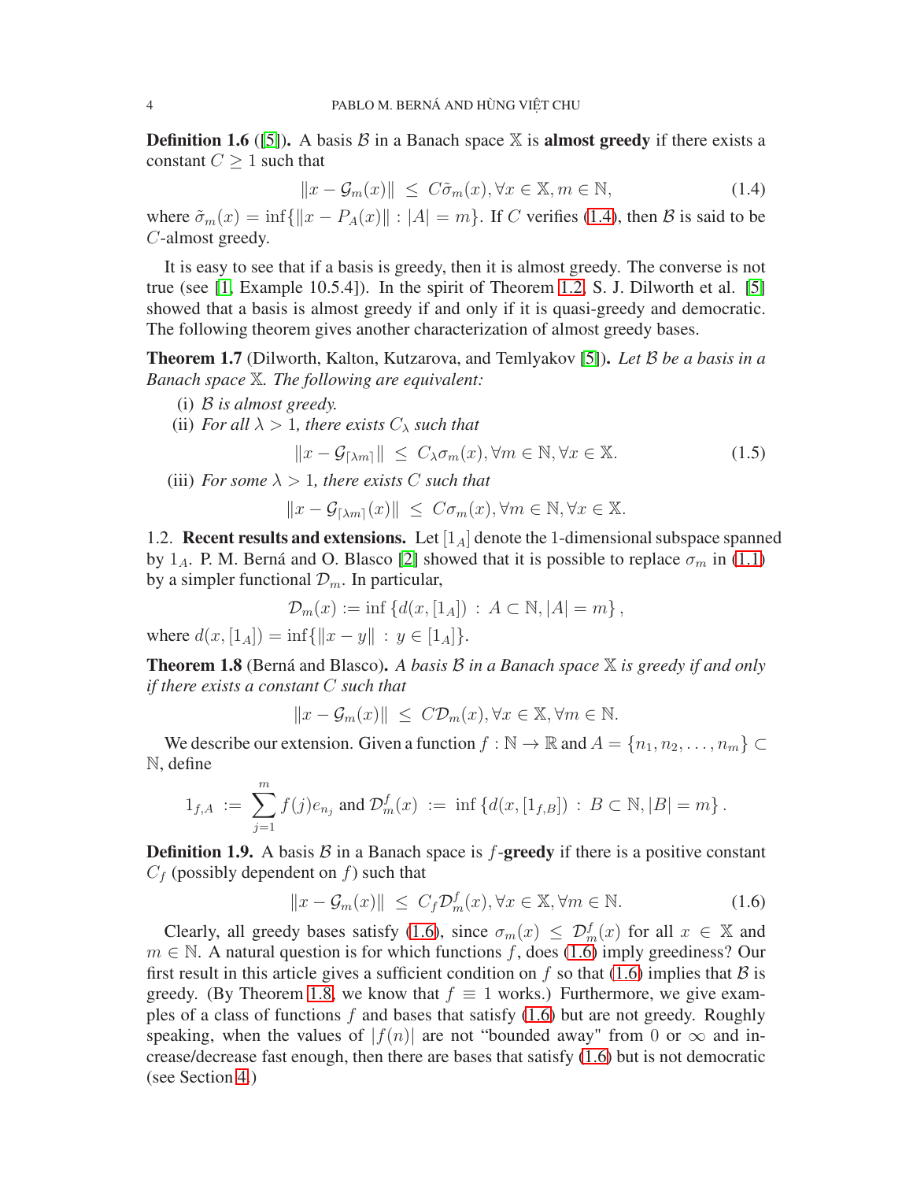**Definition 1.6** ([5]). A basis $\mathcal{B}$ in a Banach space $\mathbb{X}$ is **almost greedy** if there exists a constant $C \geq 1$ such that

$$\|x - \mathcal{G}_m(x)\| \ \leq \ C\tilde{\sigma}_m(x), \forall x \in \mathbb{X}, m \in \mathbb{N}, \tag{1.4}$$

where $\tilde{\sigma}_m(x) = \inf\{\|x - P_A(x)\| : |A| = m\}$. If $C$ verifies (1.4), then $\mathcal{B}$ is said to be $C$-almost greedy.

It is easy to see that if a basis is greedy, then it is almost greedy. The converse is not true (see [1, Example 10.5.4]). In the spirit of Theorem 1.2, S. J. Dilworth et al. [5] showed that a basis is almost greedy if and only if it is quasi-greedy and democratic. The following theorem gives another characterization of almost greedy bases.

**Theorem 1.7** (Dilworth, Kalton, Kutzarova, and Temlyakov [5]). *Let $\mathcal{B}$ be a basis in a Banach space $\mathbb{X}$. The following are equivalent:*

(i) *$\mathcal{B}$ is almost greedy.*

(ii) *For all $\lambda > 1$, there exists $C_\lambda$ such that*

$$\|x - \mathcal{G}_{\lceil \lambda m \rceil}\| \ \leq \ C_\lambda \sigma_m(x), \forall m \in \mathbb{N}, \forall x \in \mathbb{X}. \tag{1.5}$$

(iii) *For some $\lambda > 1$, there exists $C$ such that*

$$\|x - \mathcal{G}_{\lceil \lambda m \rceil}(x)\| \ \leq \ C\sigma_m(x), \forall m \in \mathbb{N}, \forall x \in \mathbb{X}.$$

1.2. **Recent results and extensions.** Let $[1_A]$ denote the 1-dimensional subspace spanned by $1_A$. P. M. Berná and O. Blasco [2] showed that it is possible to replace $\sigma_m$ in (1.1) by a simpler functional $\mathcal{D}_m$. In particular,

$$\mathcal{D}_m(x) := \inf\left\{d(x, [1_A]) \, : \, A \subset \mathbb{N}, |A| = m\right\},$$

where $d(x, [1_A]) = \inf\{\|x - y\| \, : \, y \in [1_A]\}$.

**Theorem 1.8** (Berná and Blasco). *A basis $\mathcal{B}$ in a Banach space $\mathbb{X}$ is greedy if and only if there exists a constant $C$ such that*

$$\|x - \mathcal{G}_m(x)\| \ \leq \ C\mathcal{D}_m(x), \forall x \in \mathbb{X}, \forall m \in \mathbb{N}.$$

We describe our extension. Given a function $f : \mathbb{N} \to \mathbb{R}$ and $A = \{n_1, n_2, \ldots, n_m\} \subset \mathbb{N}$, define

$$1_{f,A} \ := \ \sum_{j=1}^{m} f(j) e_{n_j} \text{ and } \mathcal{D}_m^f(x) \ := \ \inf\left\{d(x, [1_{f,B}]) \, : \, B \subset \mathbb{N}, |B| = m\right\}.$$

**Definition 1.9.** A basis $\mathcal{B}$ in a Banach space is $f$-**greedy** if there is a positive constant $C_f$ (possibly dependent on $f$) such that

$$\|x - \mathcal{G}_m(x)\| \ \leq \ C_f \mathcal{D}_m^f(x), \forall x \in \mathbb{X}, \forall m \in \mathbb{N}. \tag{1.6}$$

Clearly, all greedy bases satisfy (1.6), since $\sigma_m(x) \ \leq \ \mathcal{D}_m^f(x)$ for all $x \in \mathbb{X}$ and $m \in \mathbb{N}$. A natural question is for which functions $f$, does (1.6) imply greediness? Our first result in this article gives a sufficient condition on $f$ so that (1.6) implies that $\mathcal{B}$ is greedy. (By Theorem 1.8, we know that $f \equiv 1$ works.) Furthermore, we give examples of a class of functions $f$ and bases that satisfy (1.6) but are not greedy. Roughly speaking, when the values of $|f(n)|$ are not "bounded away" from 0 or $\infty$ and increase/decrease fast enough, then there are bases that satisfy (1.6) but is not democratic (see Section 4.)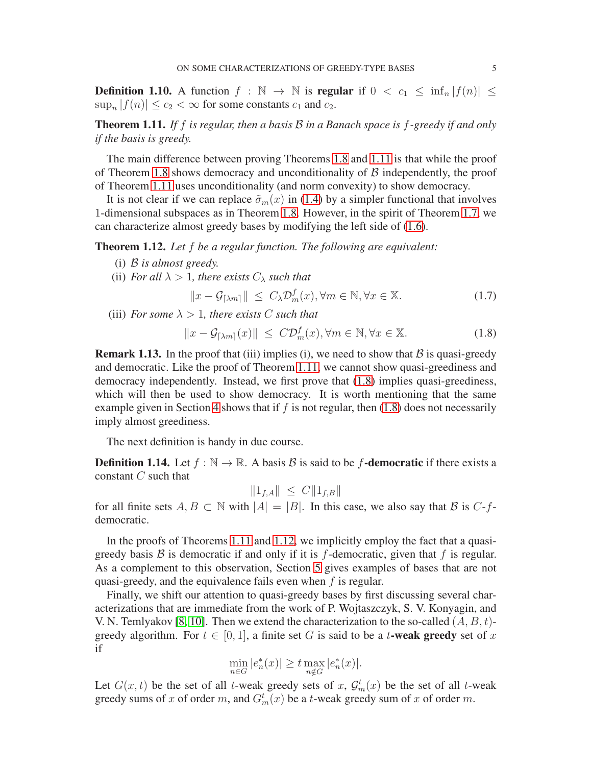**Definition 1.10.** A function $f : \mathbb{N} \to \mathbb{N}$ is **regular** if $0 < c_1 \leq \inf_n |f(n)| \leq \sup_n |f(n)| \leq c_2 < \infty$ for some constants $c_1$ and $c_2$.

**Theorem 1.11.** *If $f$ is regular, then a basis $\mathcal{B}$ in a Banach space is $f$-greedy if and only if the basis is greedy.*

The main difference between proving Theorems 1.8 and 1.11 is that while the proof of Theorem 1.8 shows democracy and unconditionality of $\mathcal{B}$ independently, the proof of Theorem 1.11 uses unconditionality (and norm convexity) to show democracy.

It is not clear if we can replace $\tilde{\sigma}_m(x)$ in (1.4) by a simpler functional that involves 1-dimensional subspaces as in Theorem 1.8. However, in the spirit of Theorem 1.7, we can characterize almost greedy bases by modifying the left side of (1.6).

**Theorem 1.12.** *Let $f$ be a regular function. The following are equivalent:*

(i) *$\mathcal{B}$ is almost greedy.*

(ii) *For all $\lambda > 1$, there exists $C_\lambda$ such that*

$$\|x - \mathcal{G}_{\lceil \lambda m \rceil}\| \ \leq \ C_\lambda \mathcal{D}_m^f(x), \forall m \in \mathbb{N}, \forall x \in \mathbb{X}. \tag{1.7}$$

(iii) *For some $\lambda > 1$, there exists $C$ such that*

$$\|x - \mathcal{G}_{\lceil \lambda m \rceil}(x)\| \ \leq \ C\mathcal{D}_m^f(x), \forall m \in \mathbb{N}, \forall x \in \mathbb{X}. \tag{1.8}$$

**Remark 1.13.** In the proof that (iii) implies (i), we need to show that $\mathcal{B}$ is quasi-greedy and democratic. Like the proof of Theorem 1.11, we cannot show quasi-greediness and democracy independently. Instead, we first prove that (1.8) implies quasi-greediness, which will then be used to show democracy. It is worth mentioning that the same example given in Section 4 shows that if $f$ is not regular, then (1.8) does not necessarily imply almost greediness.

The next definition is handy in due course.

**Definition 1.14.** Let $f : \mathbb{N} \to \mathbb{R}$. A basis $\mathcal{B}$ is said to be $f$**-democratic** if there exists a constant $C$ such that

$$\|1_{f,A}\| \ \leq \ C\|1_{f,B}\|$$

for all finite sets $A, B \subset \mathbb{N}$ with $|A| = |B|$. In this case, we also say that $\mathcal{B}$ is $C$-$f$-democratic.

In the proofs of Theorems 1.11 and 1.12, we implicitly employ the fact that a quasi-greedy basis $\mathcal{B}$ is democratic if and only if it is $f$-democratic, given that $f$ is regular. As a complement to this observation, Section 5 gives examples of bases that are not quasi-greedy, and the equivalence fails even when $f$ is regular.

Finally, we shift our attention to quasi-greedy bases by first discussing several characterizations that are immediate from the work of P. Wojtaszczyk, S. V. Konyagin, and V. N. Temlyakov [8, 10]. Then we extend the characterization to the so-called $(A, B, t)$-greedy algorithm. For $t \in [0, 1]$, a finite set $G$ is said to be a $t$**-weak greedy** set of $x$ if

$$\min_{n \in G} |e_n^*(x)| \geq t \max_{n \notin G} |e_n^*(x)|.$$

Let $G(x, t)$ be the set of all $t$-weak greedy sets of $x$, $\mathcal{G}_m^t(x)$ be the set of all $t$-weak greedy sums of $x$ of order $m$, and $G_m^t(x)$ be a $t$-weak greedy sum of $x$ of order $m$.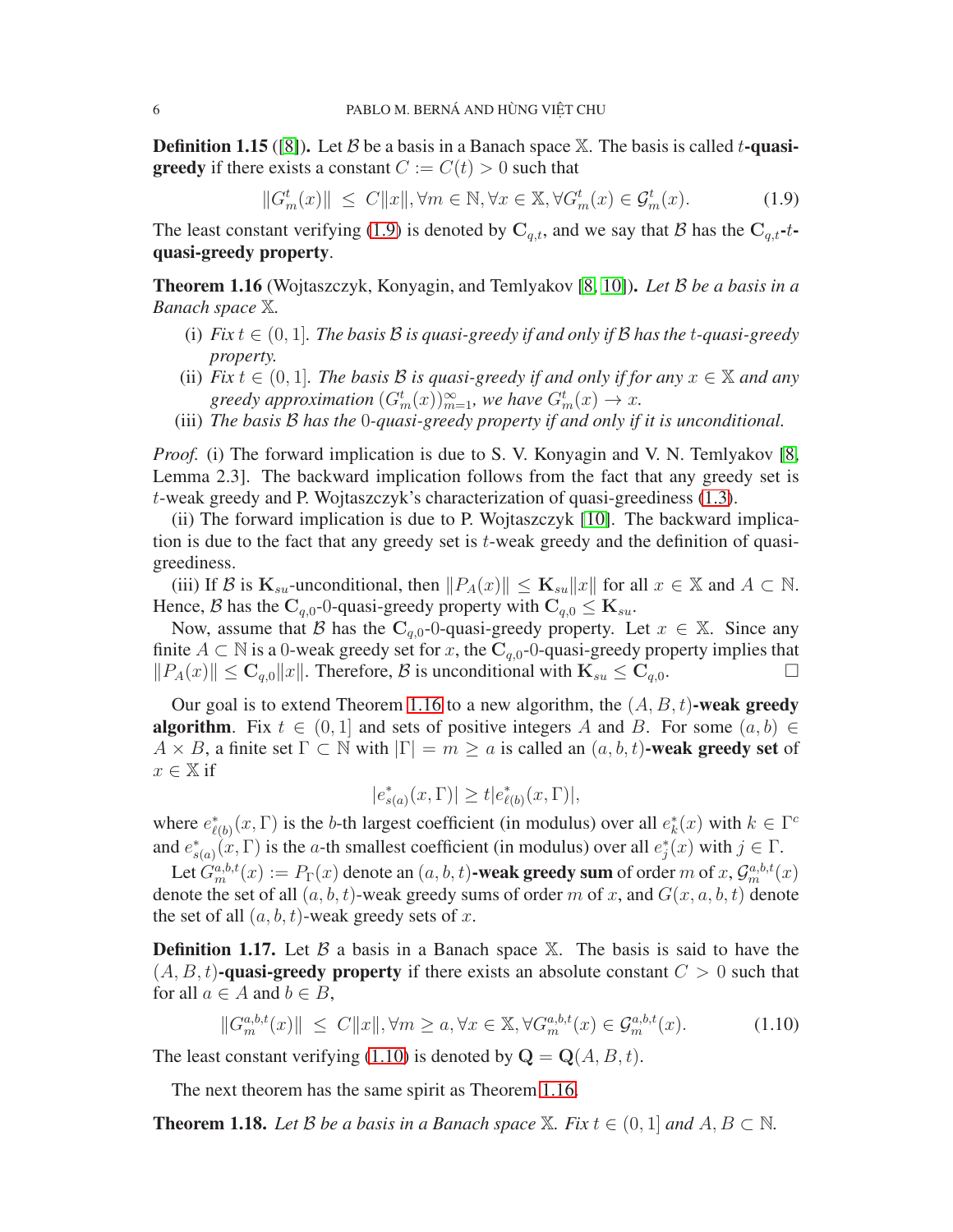**Definition 1.15** ([8]). Let $\mathcal{B}$ be a basis in a Banach space $\mathbb{X}$. The basis is called $t$**-quasi-greedy** if there exists a constant $C := C(t) > 0$ such that

$$\|G_m^t(x)\| \ \leq \ C\|x\|, \forall m \in \mathbb{N}, \forall x \in \mathbb{X}, \forall G_m^t(x) \in \mathcal{G}_m^t(x). \tag{1.9}$$

The least constant verifying (1.9) is denoted by $\mathbf{C}_{q,t}$, and we say that $\mathcal{B}$ has the $\mathbf{C}_{q,t}$**-**$t$**-quasi-greedy property**.

**Theorem 1.16** (Wojtaszczyk, Konyagin, and Temlyakov [8, 10])**.** *Let $\mathcal{B}$ be a basis in a Banach space $\mathbb{X}$.*

(i) *Fix $t \in (0, 1]$. The basis $\mathcal{B}$ is quasi-greedy if and only if $\mathcal{B}$ has the $t$-quasi-greedy property.*

(ii) *Fix $t \in (0, 1]$. The basis $\mathcal{B}$ is quasi-greedy if and only if for any $x \in \mathbb{X}$ and any greedy approximation $(G_m^t(x))_{m=1}^\infty$, we have $G_m^t(x) \to x$.*

(iii) *The basis $\mathcal{B}$ has the $0$-quasi-greedy property if and only if it is unconditional.*

*Proof.* (i) The forward implication is due to S. V. Konyagin and V. N. Temlyakov [8, Lemma 2.3]. The backward implication follows from the fact that any greedy set is $t$-weak greedy and P. Wojtaszczyk's characterization of quasi-greediness (1.3).

(ii) The forward implication is due to P. Wojtaszczyk [10]. The backward implication is due to the fact that any greedy set is $t$-weak greedy and the definition of quasi-greediness.

(iii) If $\mathcal{B}$ is $\mathbf{K}_{su}$-unconditional, then $\|P_A(x)\| \leq \mathbf{K}_{su}\|x\|$ for all $x \in \mathbb{X}$ and $A \subset \mathbb{N}$. Hence, $\mathcal{B}$ has the $\mathbf{C}_{q,0}$-$0$-quasi-greedy property with $\mathbf{C}_{q,0} \leq \mathbf{K}_{su}$.

Now, assume that $\mathcal{B}$ has the $\mathbf{C}_{q,0}$-$0$-quasi-greedy property. Let $x \in \mathbb{X}$. Since any finite $A \subset \mathbb{N}$ is a $0$-weak greedy set for $x$, the $\mathbf{C}_{q,0}$-$0$-quasi-greedy property implies that $\|P_A(x)\| \leq \mathbf{C}_{q,0}\|x\|$. Therefore, $\mathcal{B}$ is unconditional with $\mathbf{K}_{su} \leq \mathbf{C}_{q,0}$. $\square$

Our goal is to extend Theorem 1.16 to a new algorithm, the $(A, B, t)$**-weak greedy algorithm**. Fix $t \in (0, 1]$ and sets of positive integers $A$ and $B$. For some $(a, b) \in A \times B$, a finite set $\Gamma \subset \mathbb{N}$ with $|\Gamma| = m \geq a$ is called an $(a, b, t)$**-weak greedy set** of $x \in \mathbb{X}$ if

$$|e^*_{s(a)}(x, \Gamma)| \geq t|e^*_{\ell(b)}(x, \Gamma)|,$$

where $e^*_{\ell(b)}(x, \Gamma)$ is the $b$-th largest coefficient (in modulus) over all $e_k^*(x)$ with $k \in \Gamma^c$ and $e^*_{s(a)}(x, \Gamma)$ is the $a$-th smallest coefficient (in modulus) over all $e_j^*(x)$ with $j \in \Gamma$.

Let $G_m^{a,b,t}(x) := P_\Gamma(x)$ denote an $(a, b, t)$**-weak greedy sum** of order $m$ of $x$, $\mathcal{G}_m^{a,b,t}(x)$ denote the set of all $(a, b, t)$-weak greedy sums of order $m$ of $x$, and $G(x, a, b, t)$ denote the set of all $(a, b, t)$-weak greedy sets of $x$.

**Definition 1.17.** Let $\mathcal{B}$ a basis in a Banach space $\mathbb{X}$. The basis is said to have the $(A, B, t)$**-quasi-greedy property** if there exists an absolute constant $C > 0$ such that for all $a \in A$ and $b \in B$,

$$\|G_m^{a,b,t}(x)\| \ \leq \ C\|x\|, \forall m \geq a, \forall x \in \mathbb{X}, \forall G_m^{a,b,t}(x) \in \mathcal{G}_m^{a,b,t}(x). \tag{1.10}$$

The least constant verifying (1.10) is denoted by $\mathbf{Q} = \mathbf{Q}(A, B, t)$.

The next theorem has the same spirit as Theorem 1.16.

**Theorem 1.18.** *Let $\mathcal{B}$ be a basis in a Banach space $\mathbb{X}$. Fix $t \in (0, 1]$ and $A, B \subset \mathbb{N}$.*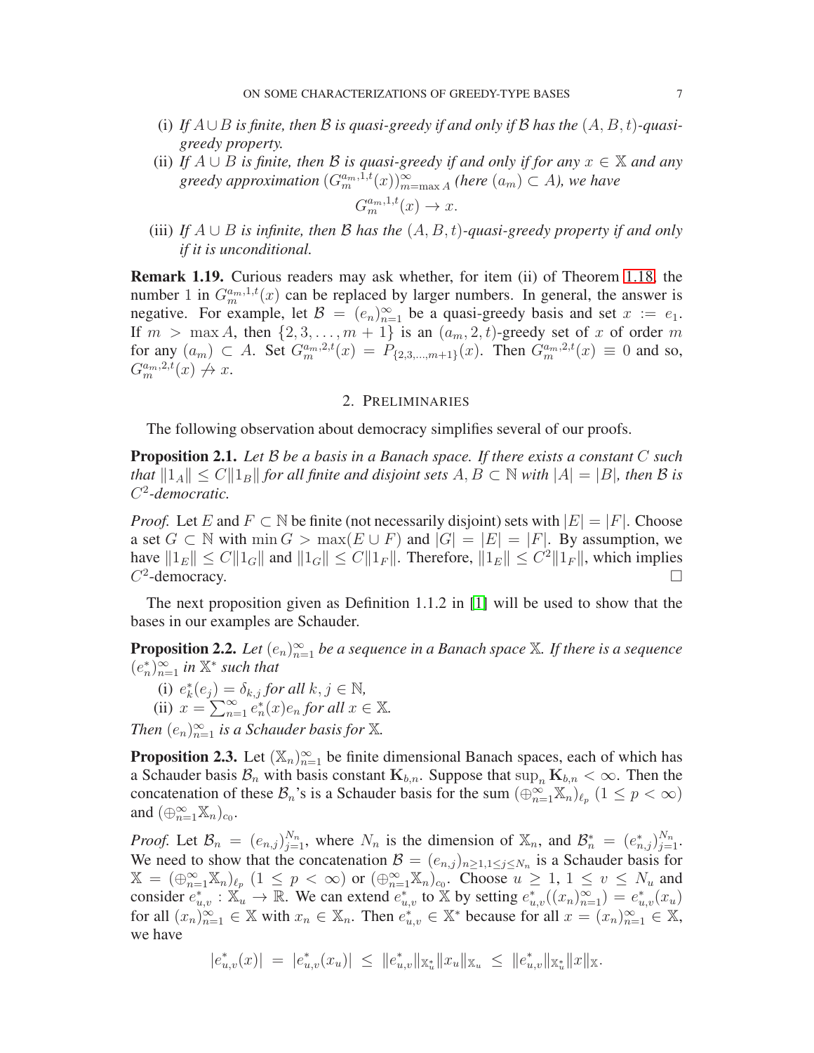(i) *If $A\cup B$ is finite, then $\mathcal{B}$ is quasi-greedy if and only if $\mathcal{B}$ has the $(A, B, t)$-quasi-greedy property.*

(ii) *If $A \cup B$ is finite, then $\mathcal{B}$ is quasi-greedy if and only if for any $x \in \mathbb{X}$ and any greedy approximation $(G_m^{a_m,1,t}(x))_{m=\max A}^{\infty}$ (here $(a_m) \subset A$), we have*

$$G_m^{a_m,1,t}(x) \to x.$$

(iii) *If $A \cup B$ is infinite, then $\mathcal{B}$ has the $(A, B, t)$-quasi-greedy property if and only if it is unconditional.*

**Remark 1.19.** Curious readers may ask whether, for item (ii) of Theorem 1.18, the number 1 in $G_m^{a_m,1,t}(x)$ can be replaced by larger numbers. In general, the answer is negative. For example, let $\mathcal{B} = (e_n)_{n=1}^\infty$ be a quasi-greedy basis and set $x := e_1$. If $m > \max A$, then $\{2, 3, \ldots, m+1\}$ is an $(a_m, 2, t)$-greedy set of $x$ of order $m$ for any $(a_m) \subset A$. Set $G_m^{a_m,2,t}(x) = P_{\{2,3,\ldots,m+1\}}(x)$. Then $G_m^{a_m,2,t}(x) \equiv 0$ and so, $G_m^{a_m,2,t}(x) \not\to x$.

## 2. Preliminaries

The following observation about democracy simplifies several of our proofs.

**Proposition 2.1.** *Let $\mathcal{B}$ be a basis in a Banach space. If there exists a constant $C$ such that $\|1_A\| \le C\|1_B\|$ for all finite and disjoint sets $A, B \subset \mathbb{N}$ with $|A| = |B|$, then $\mathcal{B}$ is $C^2$-democratic.*

*Proof.* Let $E$ and $F \subset \mathbb{N}$ be finite (not necessarily disjoint) sets with $|E| = |F|$. Choose a set $G \subset \mathbb{N}$ with $\min G > \max(E \cup F)$ and $|G| = |E| = |F|$. By assumption, we have $\|1_E\| \le C\|1_G\|$ and $\|1_G\| \le C\|1_F\|$. Therefore, $\|1_E\| \le C^2\|1_F\|$, which implies $C^2$-democracy. $\square$

The next proposition given as Definition 1.1.2 in [1] will be used to show that the bases in our examples are Schauder.

**Proposition 2.2.** *Let $(e_n)_{n=1}^\infty$ be a sequence in a Banach space $\mathbb{X}$. If there is a sequence $(e_n^*)_{n=1}^\infty$ in $\mathbb{X}^*$ such that*

(i) *$e_k^*(e_j) = \delta_{k,j}$ for all $k, j \in \mathbb{N}$,*

(ii) *$x = \sum_{n=1}^\infty e_n^*(x)e_n$ for all $x \in \mathbb{X}$.*

*Then $(e_n)_{n=1}^\infty$ is a Schauder basis for $\mathbb{X}$.*

**Proposition 2.3.** Let $(\mathbb{X}_n)_{n=1}^\infty$ be finite dimensional Banach spaces, each of which has a Schauder basis $\mathcal{B}_n$ with basis constant $\mathbf{K}_{b,n}$. Suppose that $\sup_n \mathbf{K}_{b,n} < \infty$. Then the concatenation of these $\mathcal{B}_n$'s is a Schauder basis for the sum $(\oplus_{n=1}^\infty \mathbb{X}_n)_{\ell_p}$ $(1 \le p < \infty)$ and $(\oplus_{n=1}^\infty \mathbb{X}_n)_{c_0}$.

*Proof.* Let $\mathcal{B}_n = (e_{n,j})_{j=1}^{N_n}$, where $N_n$ is the dimension of $\mathbb{X}_n$, and $\mathcal{B}_n^* = (e_{n,j}^*)_{j=1}^{N_n}$. We need to show that the concatenation $\mathcal{B} = (e_{n,j})_{n\ge 1, 1\le j\le N_n}$ is a Schauder basis for $\mathbb{X} = (\oplus_{n=1}^\infty \mathbb{X}_n)_{\ell_p}$ $(1 \le p < \infty)$ or $(\oplus_{n=1}^\infty \mathbb{X}_n)_{c_0}$. Choose $u \ge 1$, $1 \le v \le N_u$ and consider $e_{u,v}^* : \mathbb{X}_u \to \mathbb{R}$. We can extend $e_{u,v}^*$ to $\mathbb{X}$ by setting $e_{u,v}^*((x_n)_{n=1}^\infty) = e_{u,v}^*(x_u)$ for all $(x_n)_{n=1}^\infty \in \mathbb{X}$ with $x_n \in \mathbb{X}_n$. Then $e_{u,v}^* \in \mathbb{X}^*$ because for all $x = (x_n)_{n=1}^\infty \in \mathbb{X}$, we have

$$|e_{u,v}^*(x)| = |e_{u,v}^*(x_u)| \le \|e_{u,v}^*\|_{\mathbb{X}_u^*}\|x_u\|_{\mathbb{X}_u} \le \|e_{u,v}^*\|_{\mathbb{X}_u^*}\|x\|_{\mathbb{X}}.$$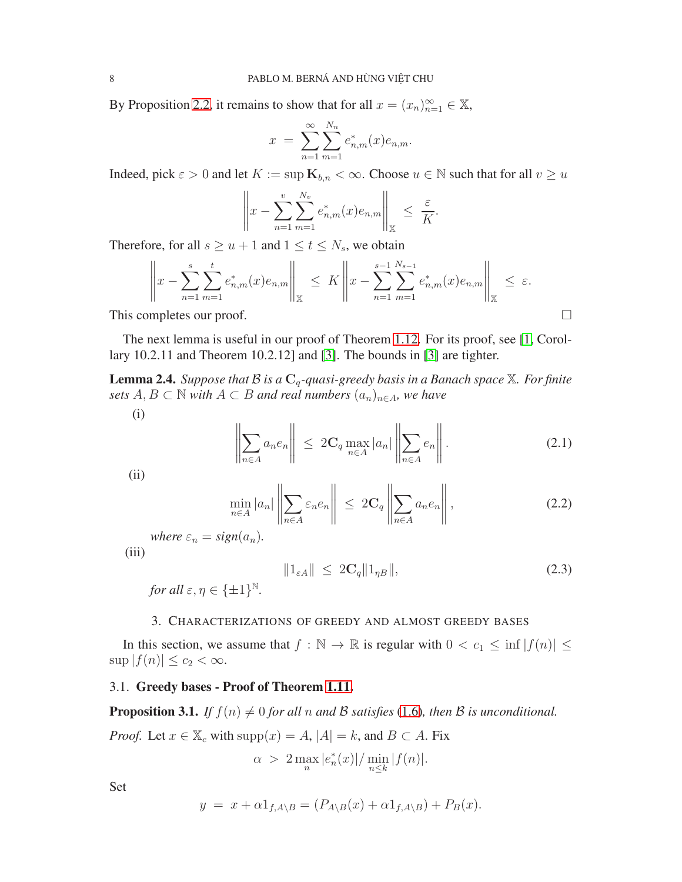By Proposition 2.2, it remains to show that for all $x = (x_n)_{n=1}^\infty \in \mathbb{X}$,

$$x \;=\; \sum_{n=1}^{\infty}\sum_{m=1}^{N_n} e_{n,m}^*(x)e_{n,m}.$$

Indeed, pick $\varepsilon > 0$ and let $K := \sup \mathbf{K}_{b,n} < \infty$. Choose $u \in \mathbb{N}$ such that for all $v \geq u$

$$\left\| x - \sum_{n=1}^{v}\sum_{m=1}^{N_v} e_{n,m}^*(x)e_{n,m}\right\|_{\mathbb{X}} \;\leq\; \frac{\varepsilon}{K}.$$

Therefore, for all $s \geq u+1$ and $1 \leq t \leq N_s$, we obtain

$$\left\| x - \sum_{n=1}^{s}\sum_{m=1}^{t} e_{n,m}^*(x)e_{n,m}\right\|_{\mathbb{X}} \;\leq\; K\left\| x - \sum_{n=1}^{s-1}\sum_{m=1}^{N_{s-1}} e_{n,m}^*(x)e_{n,m}\right\|_{\mathbb{X}} \;\leq\; \varepsilon.$$

This completes our proof. □

The next lemma is useful in our proof of Theorem 1.12. For its proof, see [1, Corollary 10.2.11 and Theorem 10.2.12] and [3]. The bounds in [3] are tighter.

**Lemma 2.4.** *Suppose that $\mathcal{B}$ is a $\mathbf{C}_q$-quasi-greedy basis in a Banach space $\mathbb{X}$. For finite sets $A, B \subset \mathbb{N}$ with $A \subset B$ and real numbers $(a_n)_{n\in A}$, we have*

(i)
$$\left\|\sum_{n\in A} a_n e_n\right\| \;\leq\; 2\mathbf{C}_q \max_{n\in A}|a_n| \left\|\sum_{n\in A} e_n\right\|. \tag{2.1}$$

(ii)
$$\min_{n\in A}|a_n| \left\|\sum_{n\in A} \varepsilon_n e_n\right\| \;\leq\; 2\mathbf{C}_q \left\|\sum_{n\in A} a_n e_n\right\|, \tag{2.2}$$

*where $\varepsilon_n = sign(a_n)$.*

(iii)
$$\|1_{\varepsilon A}\| \;\leq\; 2\mathbf{C}_q \|1_{\eta B}\|, \tag{2.3}$$

*for all $\varepsilon, \eta \in \{\pm 1\}^{\mathbb{N}}$.*

## 3. Characterizations of greedy and almost greedy bases

In this section, we assume that $f : \mathbb{N} \to \mathbb{R}$ is regular with $0 < c_1 \leq \inf|f(n)| \leq \sup|f(n)| \leq c_2 < \infty$.

### 3.1. Greedy bases - Proof of Theorem 1.11.

**Proposition 3.1.** *If $f(n) \neq 0$ for all $n$ and $\mathcal{B}$ satisfies (1.6), then $\mathcal{B}$ is unconditional.*

*Proof.* Let $x \in \mathbb{X}_c$ with $\text{supp}(x) = A$, $|A| = k$, and $B \subset A$. Fix

$$\alpha \;>\; 2\max_n |e_n^*(x)|/\min_{n\leq k}|f(n)|.$$

Set

$$y \;=\; x + \alpha 1_{f,A\backslash B} = (P_{A\backslash B}(x) + \alpha 1_{f,A\backslash B}) + P_B(x).$$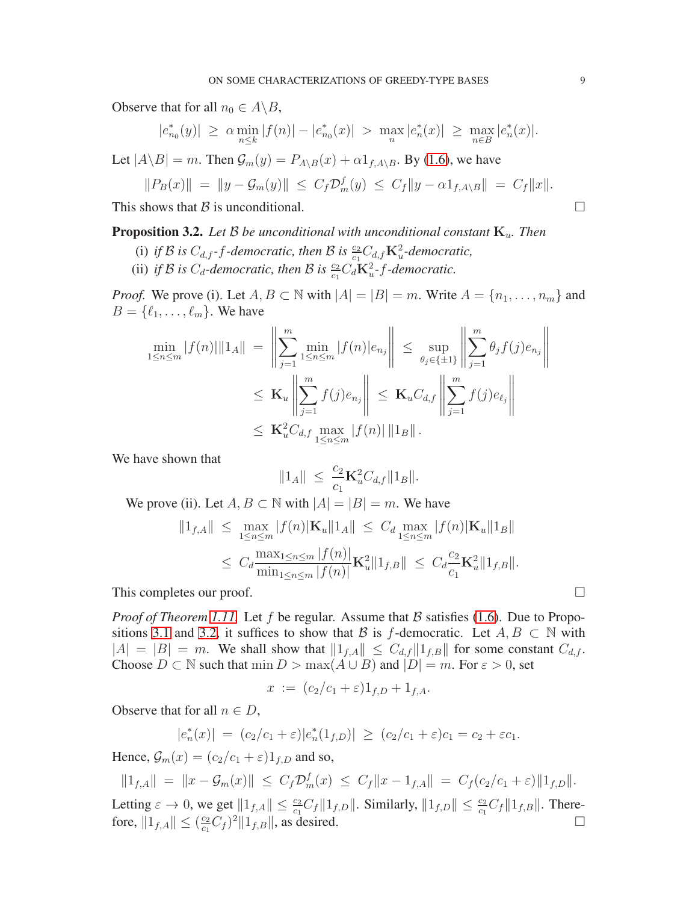Observe that for all $n_0 \in A\backslash B$,

$$|e^*_{n_0}(y)| \ \geq\ \alpha \min_{n\leq k}|f(n)| - |e^*_{n_0}(x)| \ >\ \max_n |e^*_n(x)| \ \geq\ \max_{n\in B}|e^*_n(x)|.$$

Let $|A\backslash B| = m$. Then $\mathcal{G}_m(y) = P_{A\backslash B}(x) + \alpha 1_{f,A\backslash B}$. By (1.6), we have

$$\|P_B(x)\| \ =\ \|y - \mathcal{G}_m(y)\| \ \leq\ C_f \mathcal{D}^f_m(y) \ \leq\ C_f\|y - \alpha 1_{f,A\backslash B}\| \ =\ C_f\|x\|.$$

This shows that $\mathcal{B}$ is unconditional. $\square$

**Proposition 3.2.** *Let $\mathcal{B}$ be unconditional with unconditional constant $\mathbf{K}_u$. Then*

(i) *if $\mathcal{B}$ is $C_{d,f}$-$f$-democratic, then $\mathcal{B}$ is $\frac{c_2}{c_1}C_{d,f}\mathbf{K}_u^2$-democratic,*

(ii) *if $\mathcal{B}$ is $C_d$-democratic, then $\mathcal{B}$ is $\frac{c_2}{c_1}C_d\mathbf{K}_u^2$-$f$-democratic.*

*Proof.* We prove (i). Let $A, B \subset \mathbb{N}$ with $|A| = |B| = m$. Write $A = \{n_1, \ldots, n_m\}$ and $B = \{\ell_1, \ldots, \ell_m\}$. We have

$$\begin{aligned}
\min_{1\leq n\leq m}|f(n)|\|1_A\| \ &=\ \left\|\sum_{j=1}^m \min_{1\leq n\leq m}|f(n)|e_{n_j}\right\| \ \leq\ \sup_{\theta_j\in\{\pm 1\}}\left\|\sum_{j=1}^m \theta_j f(j)e_{n_j}\right\| \\
&\leq\ \mathbf{K}_u\left\|\sum_{j=1}^m f(j)e_{n_j}\right\| \ \leq\ \mathbf{K}_u C_{d,f}\left\|\sum_{j=1}^m f(j)e_{\ell_j}\right\| \\
&\leq\ \mathbf{K}_u^2 C_{d,f}\max_{1\leq n\leq m}|f(n)|\,\|1_B\|.
\end{aligned}$$

We have shown that

$$\|1_A\| \ \leq\ \frac{c_2}{c_1}\mathbf{K}_u^2 C_{d,f}\|1_B\|.$$

We prove (ii). Let $A, B \subset \mathbb{N}$ with $|A| = |B| = m$. We have

$$\begin{aligned}
\|1_{f,A}\| \ &\leq\ \max_{1\leq n\leq m}|f(n)|\mathbf{K}_u\|1_A\| \ \leq\ C_d\max_{1\leq n\leq m}|f(n)|\mathbf{K}_u\|1_B\| \\
&\leq\ C_d\frac{\max_{1\leq n\leq m}|f(n)|}{\min_{1\leq n\leq m}|f(n)|}\mathbf{K}_u^2\|1_{f,B}\| \ \leq\ C_d\frac{c_2}{c_1}\mathbf{K}_u^2\|1_{f,B}\|.
\end{aligned}$$

This completes our proof. $\square$

*Proof of Theorem 1.11.* Let $f$ be regular. Assume that $\mathcal{B}$ satisfies (1.6). Due to Propositions 3.1 and 3.2, it suffices to show that $\mathcal{B}$ is $f$-democratic. Let $A, B \subset \mathbb{N}$ with $|A| = |B| = m$. We shall show that $\|1_{f,A}\| \leq C_{d,f}\|1_{f,B}\|$ for some constant $C_{d,f}$. Choose $D \subset \mathbb{N}$ such that $\min D > \max(A\cup B)$ and $|D| = m$. For $\varepsilon > 0$, set

$$x \ :=\ (c_2/c_1 + \varepsilon)1_{f,D} + 1_{f,A}.$$

Observe that for all $n \in D$,

$$|e^*_n(x)| \ =\ (c_2/c_1+\varepsilon)|e^*_n(1_{f,D})| \ \geq\ (c_2/c_1+\varepsilon)c_1 = c_2 + \varepsilon c_1.$$

Hence, $\mathcal{G}_m(x) = (c_2/c_1+\varepsilon)1_{f,D}$ and so,

$$\|1_{f,A}\| \ =\ \|x - \mathcal{G}_m(x)\| \ \leq\ C_f\mathcal{D}^f_m(x) \ \leq\ C_f\|x - 1_{f,A}\| \ =\ C_f(c_2/c_1+\varepsilon)\|1_{f,D}\|.$$

Letting $\varepsilon \to 0$, we get $\|1_{f,A}\| \leq \frac{c_2}{c_1}C_f\|1_{f,D}\|$. Similarly, $\|1_{f,D}\| \leq \frac{c_2}{c_1}C_f\|1_{f,B}\|$. Therefore, $\|1_{f,A}\| \leq (\frac{c_2}{c_1}C_f)^2\|1_{f,B}\|$, as desired. $\square$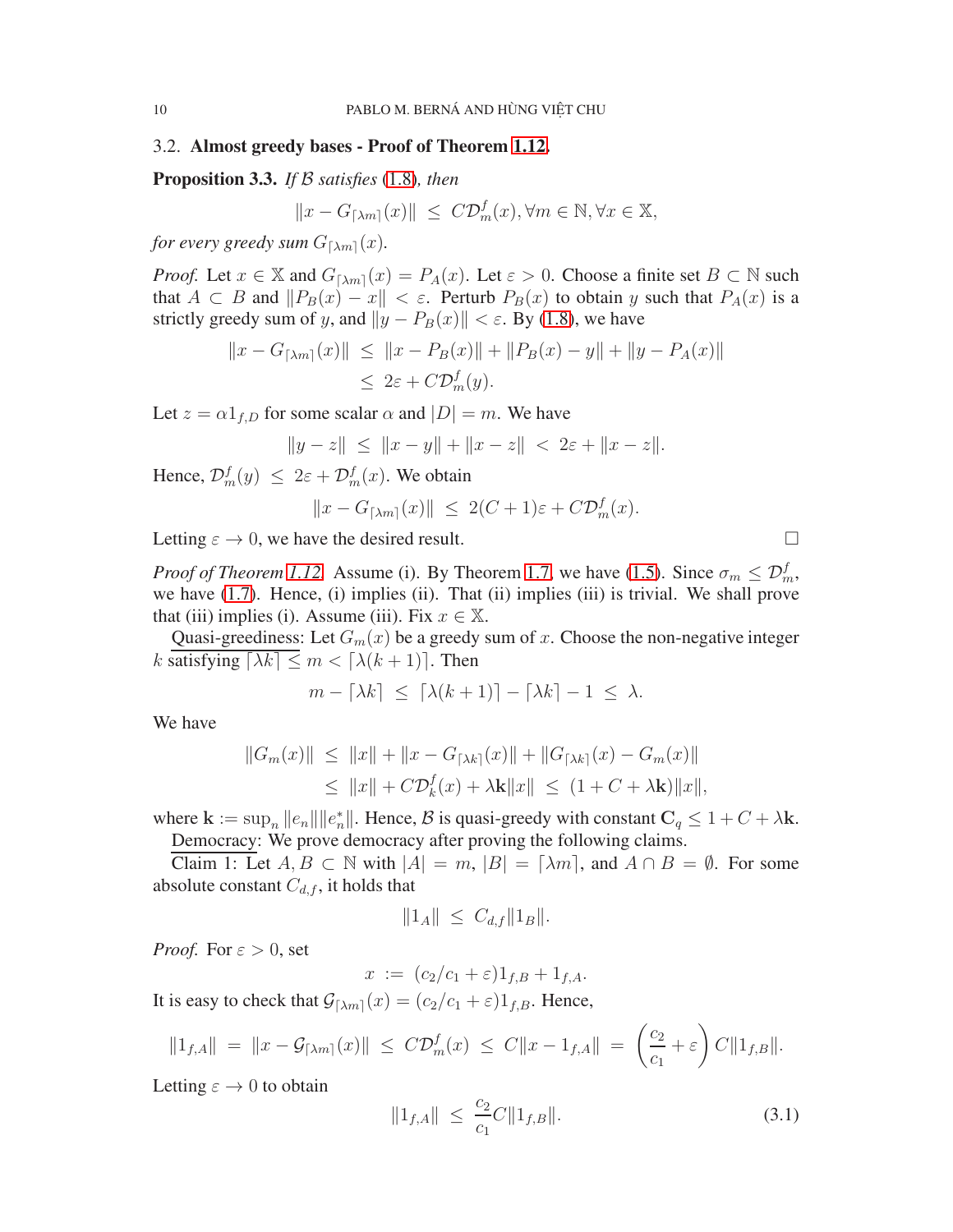### 3.2. **Almost greedy bases - Proof of Theorem 1.12.**

**Proposition 3.3.** *If $\mathcal{B}$ satisfies (1.8), then*

$$\|x - G_{\lceil \lambda m\rceil}(x)\| \;\le\; C\mathcal{D}^f_m(x), \forall m \in \mathbb{N}, \forall x \in \mathbb{X},$$

*for every greedy sum $G_{\lceil \lambda m\rceil}(x)$.*

*Proof.* Let $x \in \mathbb{X}$ and $G_{\lceil \lambda m\rceil}(x) = P_A(x)$. Let $\varepsilon > 0$. Choose a finite set $B \subset \mathbb{N}$ such that $A \subset B$ and $\|P_B(x) - x\| < \varepsilon$. Perturb $P_B(x)$ to obtain $y$ such that $P_A(x)$ is a strictly greedy sum of $y$, and $\|y - P_B(x)\| < \varepsilon$. By (1.8), we have

$$\begin{aligned}\|x - G_{\lceil \lambda m\rceil}(x)\| \;&\le\; \|x - P_B(x)\| + \|P_B(x) - y\| + \|y - P_A(x)\| \\ &\le\; 2\varepsilon + C\mathcal{D}^f_m(y).\end{aligned}$$

Let $z = \alpha 1_{f,D}$ for some scalar $\alpha$ and $|D| = m$. We have

$$\|y - z\| \;\le\; \|x - y\| + \|x - z\| \;<\; 2\varepsilon + \|x - z\|.$$

Hence, $\mathcal{D}^f_m(y) \;\le\; 2\varepsilon + \mathcal{D}^f_m(x)$. We obtain

$$\|x - G_{\lceil \lambda m\rceil}(x)\| \;\le\; 2(C+1)\varepsilon + C\mathcal{D}^f_m(x).$$

Letting $\varepsilon \to 0$, we have the desired result. □

*Proof of Theorem 1.12.* Assume (i). By Theorem 1.7, we have (1.5). Since $\sigma_m \le \mathcal{D}^f_m$, we have (1.7). Hence, (i) implies (ii). That (ii) implies (iii) is trivial. We shall prove that (iii) implies (i). Assume (iii). Fix $x \in \mathbb{X}$.

Quasi-greediness: Let $G_m(x)$ be a greedy sum of $x$. Choose the non-negative integer $k$ satisfying $\lceil \lambda k\rceil \le m < \lceil \lambda(k+1)\rceil$. Then

$$m - \lceil \lambda k\rceil \;\le\; \lceil \lambda(k+1)\rceil - \lceil \lambda k\rceil - 1 \;\le\; \lambda.$$

We have

$$\begin{aligned}\|G_m(x)\| \;&\le\; \|x\| + \|x - G_{\lceil \lambda k\rceil}(x)\| + \|G_{\lceil \lambda k\rceil}(x) - G_m(x)\| \\ &\le\; \|x\| + C\mathcal{D}^f_k(x) + \lambda\mathbf{k}\|x\| \;\le\; (1 + C + \lambda\mathbf{k})\|x\|,\end{aligned}$$

where $\mathbf{k} := \sup_n \|e_n\|\|e_n^*\|$. Hence, $\mathcal{B}$ is quasi-greedy with constant $\mathbf{C}_q \le 1 + C + \lambda\mathbf{k}$.

Democracy: We prove democracy after proving the following claims.

Claim 1: Let $A, B \subset \mathbb{N}$ with $|A| = m$, $|B| = \lceil \lambda m\rceil$, and $A \cap B = \emptyset$. For some absolute constant $C_{d,f}$, it holds that

$$\|1_A\| \;\le\; C_{d,f}\|1_B\|.$$

*Proof.* For $\varepsilon > 0$, set

$$x \;:=\; (c_2/c_1 + \varepsilon)1_{f,B} + 1_{f,A}.$$

It is easy to check that $\mathcal{G}_{\lceil \lambda m\rceil}(x) = (c_2/c_1 + \varepsilon)1_{f,B}$. Hence,

$$\|1_{f,A}\| \;=\; \|x - \mathcal{G}_{\lceil \lambda m\rceil}(x)\| \;\le\; C\mathcal{D}^f_m(x) \;\le\; C\|x - 1_{f,A}\| \;=\; \left(\frac{c_2}{c_1} + \varepsilon\right)C\|1_{f,B}\|.$$

Letting $\varepsilon \to 0$ to obtain

$$\|1_{f,A}\| \;\le\; \frac{c_2}{c_1}C\|1_{f,B}\|. \tag{3.1}$$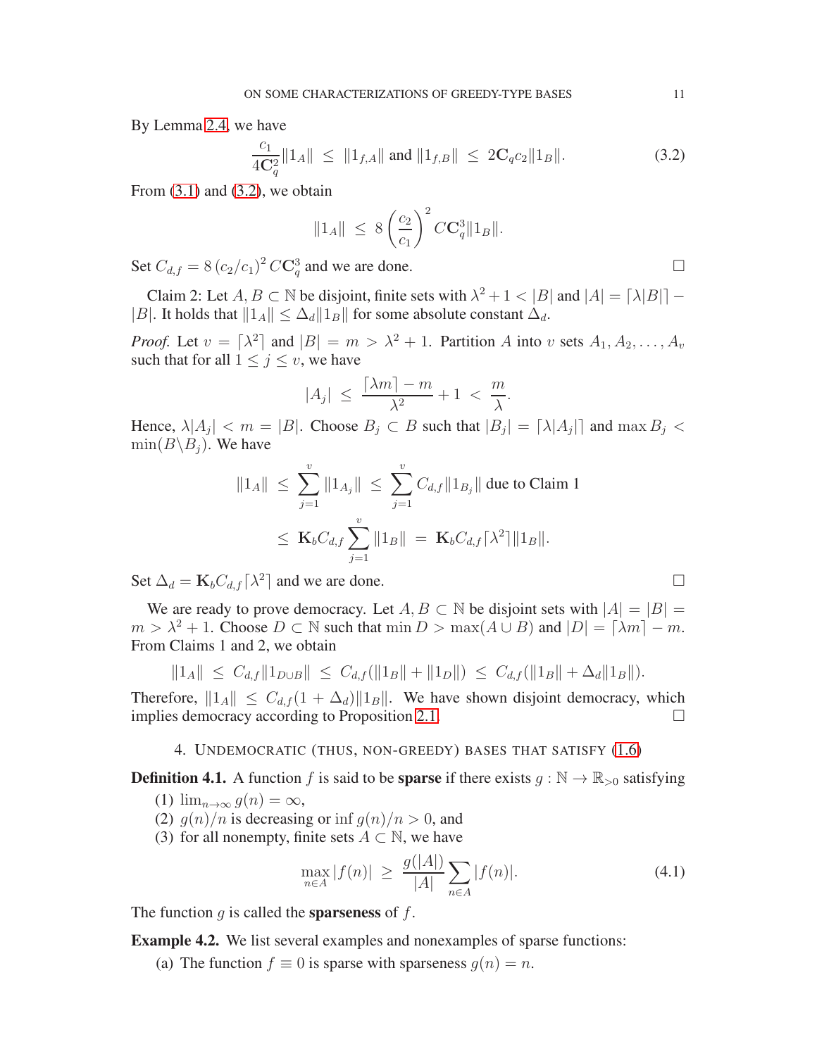By Lemma 2.4, we have

$$\frac{c_1}{4\mathbf{C}_q^2}\|1_A\| \;\le\; \|1_{f,A}\| \text{ and } \|1_{f,B}\| \;\le\; 2\mathbf{C}_q c_2\|1_B\|. \tag{3.2}$$

From (3.1) and (3.2), we obtain

$$\|1_A\| \;\le\; 8\left(\frac{c_2}{c_1}\right)^2 C\mathbf{C}_q^3\|1_B\|.$$

Set $C_{d,f} = 8\,(c_2/c_1)^2\,C\mathbf{C}_q^3$ and we are done. $\square$

Claim 2: Let $A, B \subset \mathbb{N}$ be disjoint, finite sets with $\lambda^2+1 < |B|$ and $|A| = \lceil \lambda|B|\rceil - |B|$. It holds that $\|1_A\| \le \Delta_d\|1_B\|$ for some absolute constant $\Delta_d$.

*Proof.* Let $v = \lceil \lambda^2\rceil$ and $|B| = m > \lambda^2+1$. Partition $A$ into $v$ sets $A_1, A_2, \ldots, A_v$ such that for all $1 \le j \le v$, we have

$$|A_j| \;\le\; \frac{\lceil \lambda m\rceil - m}{\lambda^2} + 1 \;<\; \frac{m}{\lambda}.$$

Hence, $\lambda|A_j| < m = |B|$. Choose $B_j \subset B$ such that $|B_j| = \lceil \lambda|A_j|\rceil$ and $\max B_j < \min(B\backslash B_j)$. We have

$$\begin{aligned}
\|1_A\| \;&\le\; \sum_{j=1}^{v}\|1_{A_j}\| \;\le\; \sum_{j=1}^{v} C_{d,f}\|1_{B_j}\| \text{ due to Claim 1}\\
&\le\; \mathbf{K}_b C_{d,f}\sum_{j=1}^{v}\|1_B\| \;=\; \mathbf{K}_b C_{d,f}\lceil \lambda^2\rceil\|1_B\|.
\end{aligned}$$

Set $\Delta_d = \mathbf{K}_b C_{d,f}\lceil \lambda^2\rceil$ and we are done. $\square$

We are ready to prove democracy. Let $A, B \subset \mathbb{N}$ be disjoint sets with $|A| = |B| = m > \lambda^2+1$. Choose $D \subset \mathbb{N}$ such that $\min D > \max(A\cup B)$ and $|D| = \lceil \lambda m\rceil - m$. From Claims 1 and 2, we obtain

$$\|1_A\| \;\le\; C_{d,f}\|1_{D\cup B}\| \;\le\; C_{d,f}(\|1_B\| + \|1_D\|) \;\le\; C_{d,f}(\|1_B\| + \Delta_d\|1_B\|).$$

Therefore, $\|1_A\| \le C_{d,f}(1+\Delta_d)\|1_B\|$. We have shown disjoint democracy, which implies democracy according to Proposition 2.1. $\square$

## 4. Undemocratic (thus, non-greedy) bases that satisfy (1.6)

**Definition 4.1.** A function $f$ is said to be **sparse** if there exists $g : \mathbb{N} \to \mathbb{R}_{>0}$ satisfying

1. $\lim_{n\to\infty} g(n) = \infty$,
2. $g(n)/n$ is decreasing or $\inf g(n)/n > 0$, and
3. for all nonempty, finite sets $A \subset \mathbb{N}$, we have

$$\max_{n\in A}|f(n)| \;\ge\; \frac{g(|A|)}{|A|}\sum_{n\in A}|f(n)|. \tag{4.1}$$

The function $g$ is called the **sparseness** of $f$.

**Example 4.2.** We list several examples and nonexamples of sparse functions:

(a) The function $f \equiv 0$ is sparse with sparseness $g(n) = n$.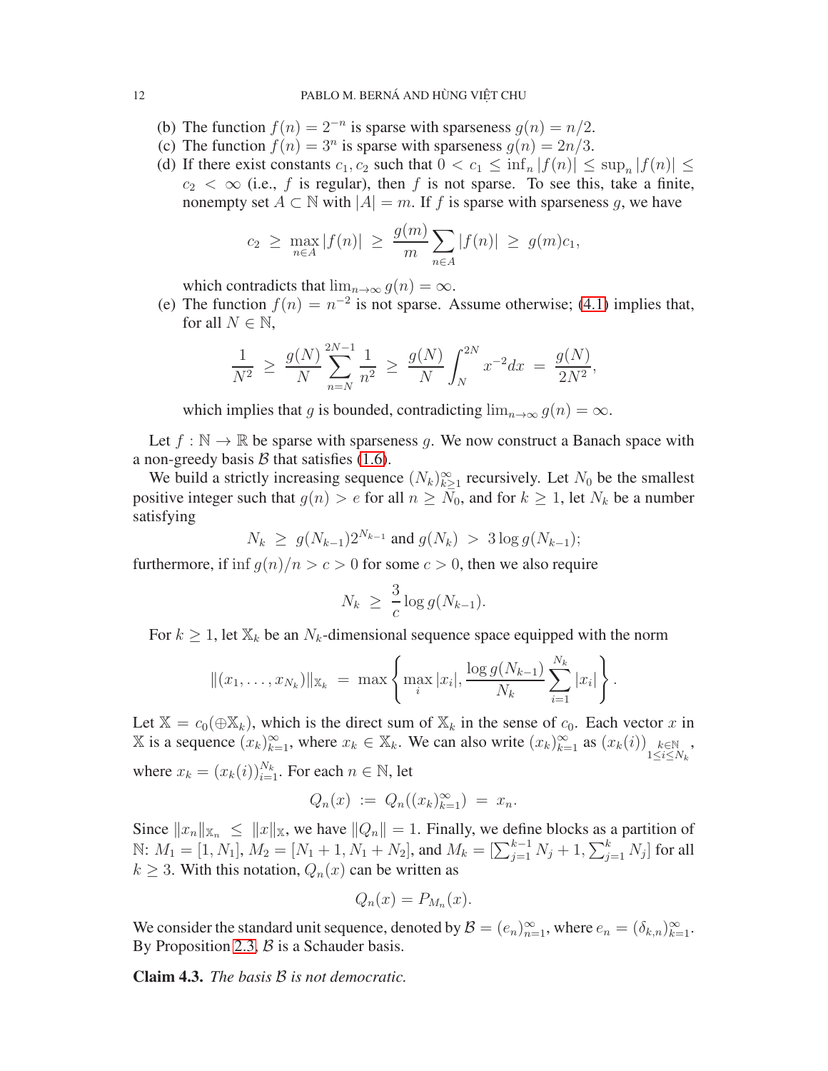(b) The function $f(n) = 2^{-n}$ is sparse with sparseness $g(n) = n/2$.

(c) The function $f(n) = 3^n$ is sparse with sparseness $g(n) = 2n/3$.

(d) If there exist constants $c_1, c_2$ such that $0 < c_1 \le \inf_n |f(n)| \le \sup_n |f(n)| \le c_2 < \infty$ (i.e., $f$ is regular), then $f$ is not sparse. To see this, take a finite, nonempty set $A \subset \mathbb{N}$ with $|A| = m$. If $f$ is sparse with sparseness $g$, we have

$$c_2 \;\ge\; \max_{n\in A} |f(n)| \;\ge\; \frac{g(m)}{m}\sum_{n\in A}|f(n)| \;\ge\; g(m)c_1,$$

which contradicts that $\lim_{n\to\infty} g(n) = \infty$.

(e) The function $f(n) = n^{-2}$ is not sparse. Assume otherwise; (4.1) implies that, for all $N \in \mathbb{N}$,

$$\frac{1}{N^2} \;\ge\; \frac{g(N)}{N}\sum_{n=N}^{2N-1}\frac{1}{n^2} \;\ge\; \frac{g(N)}{N}\int_N^{2N} x^{-2}dx \;=\; \frac{g(N)}{2N^2},$$

which implies that $g$ is bounded, contradicting $\lim_{n\to\infty} g(n) = \infty$.

Let $f : \mathbb{N} \to \mathbb{R}$ be sparse with sparseness $g$. We now construct a Banach space with a non-greedy basis $\mathcal{B}$ that satisfies (1.6).

We build a strictly increasing sequence $(N_k)_{k\ge 1}^\infty$ recursively. Let $N_0$ be the smallest positive integer such that $g(n) > e$ for all $n \ge N_0$, and for $k \ge 1$, let $N_k$ be a number satisfying

$$N_k \;\ge\; g(N_{k-1})2^{N_{k-1}} \text{ and } g(N_k) \;>\; 3\log g(N_{k-1});$$

furthermore, if $\inf g(n)/n > c > 0$ for some $c > 0$, then we also require

$$N_k \;\ge\; \frac{3}{c}\log g(N_{k-1}).$$

For $k \ge 1$, let $\mathbb{X}_k$ be an $N_k$-dimensional sequence space equipped with the norm

$$\|(x_1, \dots, x_{N_k})\|_{\mathbb{X}_k} \;=\; \max\left\{\max_i |x_i|, \frac{\log g(N_{k-1})}{N_k}\sum_{i=1}^{N_k}|x_i|\right\}.$$

Let $\mathbb{X} = c_0(\oplus \mathbb{X}_k)$, which is the direct sum of $\mathbb{X}_k$ in the sense of $c_0$. Each vector $x$ in $\mathbb{X}$ is a sequence $(x_k)_{k=1}^\infty$, where $x_k \in \mathbb{X}_k$. We can also write $(x_k)_{k=1}^\infty$ as $(x_k(i))_{\substack{k\in\mathbb{N}\\ 1\le i\le N_k}}$, where $x_k = (x_k(i))_{i=1}^{N_k}$. For each $n \in \mathbb{N}$, let

$$Q_n(x) \;:=\; Q_n((x_k)_{k=1}^\infty) \;=\; x_n.$$

Since $\|x_n\|_{\mathbb{X}_n} \;\le\; \|x\|_{\mathbb{X}}$, we have $\|Q_n\| = 1$. Finally, we define blocks as a partition of $\mathbb{N}$: $M_1 = [1, N_1]$, $M_2 = [N_1 + 1, N_1 + N_2]$, and $M_k = [\sum_{j=1}^{k-1} N_j + 1, \sum_{j=1}^{k} N_j]$ for all $k \ge 3$. With this notation, $Q_n(x)$ can be written as

$$Q_n(x) = P_{M_n}(x).$$

We consider the standard unit sequence, denoted by $\mathcal{B} = (e_n)_{n=1}^\infty$, where $e_n = (\delta_{k,n})_{k=1}^\infty$. By Proposition 2.3, $\mathcal{B}$ is a Schauder basis.

**Claim 4.3.** *The basis $\mathcal{B}$ is not democratic.*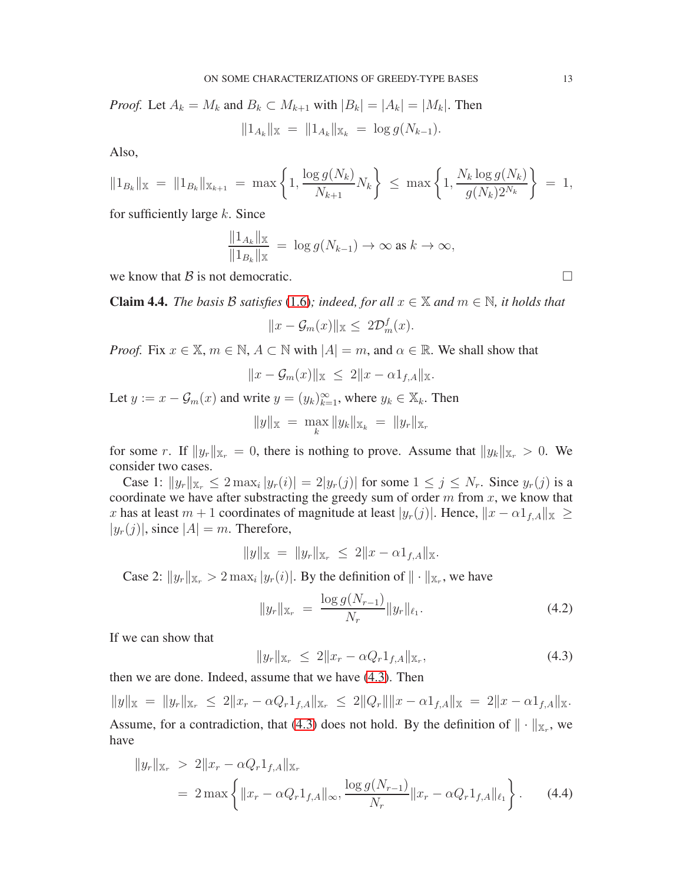*Proof.* Let $A_k = M_k$ and $B_k \subset M_{k+1}$ with $|B_k| = |A_k| = |M_k|$. Then

$$\|1_{A_k}\|_{\mathbb{X}} \ = \ \|1_{A_k}\|_{\mathbb{X}_k} \ = \ \log g(N_{k-1}).$$

Also,

$$\|1_{B_k}\|_{\mathbb{X}} \ = \ \|1_{B_k}\|_{\mathbb{X}_{k+1}} \ = \ \max\left\{1, \frac{\log g(N_k)}{N_{k+1}} N_k\right\} \ \leq \ \max\left\{1, \frac{N_k \log g(N_k)}{g(N_k)2^{N_k}}\right\} \ = \ 1,$$

for sufficiently large $k$. Since

$$\frac{\|1_{A_k}\|_{\mathbb{X}}}{\|1_{B_k}\|_{\mathbb{X}}} \ = \ \log g(N_{k-1}) \to \infty \text{ as } k \to \infty,$$

we know that $\mathcal{B}$ is not democratic. $\square$

**Claim 4.4.** *The basis $\mathcal{B}$ satisfies (1.6); indeed, for all $x \in \mathbb{X}$ and $m \in \mathbb{N}$, it holds that*

$$\|x - \mathcal{G}_m(x)\|_{\mathbb{X}} \leq \ 2\mathcal{D}^f_m(x).$$

*Proof.* Fix $x \in \mathbb{X}$, $m \in \mathbb{N}$, $A \subset \mathbb{N}$ with $|A| = m$, and $\alpha \in \mathbb{R}$. We shall show that

$$\|x - \mathcal{G}_m(x)\|_{\mathbb{X}} \ \leq \ 2\|x - \alpha 1_{f,A}\|_{\mathbb{X}}.$$

Let $y := x - \mathcal{G}_m(x)$ and write $y = (y_k)_{k=1}^\infty$, where $y_k \in \mathbb{X}_k$. Then

$$\|y\|_{\mathbb{X}} \ = \ \max_k \|y_k\|_{\mathbb{X}_k} \ = \ \|y_r\|_{\mathbb{X}_r}$$

for some $r$. If $\|y_r\|_{\mathbb{X}_r} = 0$, there is nothing to prove. Assume that $\|y_k\|_{\mathbb{X}_r} > 0$. We consider two cases.

Case 1: $\|y_r\|_{\mathbb{X}_r} \leq 2\max_i |y_r(i)| = 2|y_r(j)|$ for some $1 \leq j \leq N_r$. Since $y_r(j)$ is a coordinate we have after substracting the greedy sum of order $m$ from $x$, we know that $x$ has at least $m+1$ coordinates of magnitude at least $|y_r(j)|$. Hence, $\|x - \alpha 1_{f,A}\|_{\mathbb{X}} \geq |y_r(j)|$, since $|A| = m$. Therefore,

$$\|y\|_{\mathbb{X}} \ = \ \|y_r\|_{\mathbb{X}_r} \ \leq \ 2\|x - \alpha 1_{f,A}\|_{\mathbb{X}}.$$

Case 2: $\|y_r\|_{\mathbb{X}_r} > 2\max_i |y_r(i)|$. By the definition of $\|\cdot\|_{\mathbb{X}_r}$, we have

$$\|y_r\|_{\mathbb{X}_r} \ = \ \frac{\log g(N_{r-1})}{N_r}\|y_r\|_{\ell_1}. \tag{4.2}$$

If we can show that

$$\|y_r\|_{\mathbb{X}_r} \ \leq \ 2\|x_r - \alpha Q_r 1_{f,A}\|_{\mathbb{X}_r}, \tag{4.3}$$

then we are done. Indeed, assume that we have (4.3). Then

$$\|y\|_{\mathbb{X}} \ = \ \|y_r\|_{\mathbb{X}_r} \ \leq \ 2\|x_r - \alpha Q_r 1_{f,A}\|_{\mathbb{X}_r} \ \leq \ 2\|Q_r\|\|x - \alpha 1_{f,A}\|_{\mathbb{X}} \ = \ 2\|x - \alpha 1_{f,A}\|_{\mathbb{X}}.$$

Assume, for a contradiction, that (4.3) does not hold. By the definition of $\|\cdot\|_{\mathbb{X}_r}$, we have

$$\begin{aligned}
\|y_r\|_{\mathbb{X}_r} \ &> \ 2\|x_r - \alpha Q_r 1_{f,A}\|_{\mathbb{X}_r} \\
&= \ 2\max\left\{\|x_r - \alpha Q_r 1_{f,A}\|_\infty, \frac{\log g(N_{r-1})}{N_r}\|x_r - \alpha Q_r 1_{f,A}\|_{\ell_1}\right\}.
\end{aligned} \tag{4.4}$$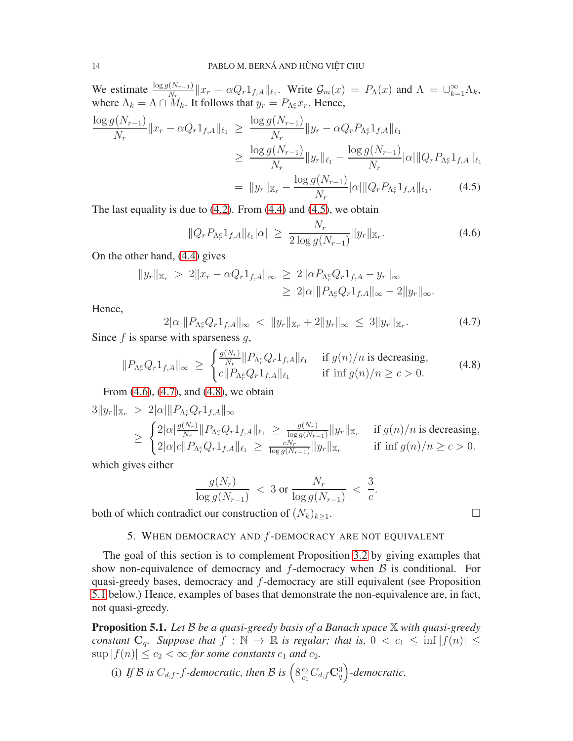We estimate $\frac{\log g(N_{r-1})}{N_r}\|x_r - \alpha Q_r 1_{f,A}\|_{\ell_1}$. Write $\mathcal{G}_m(x) = P_\Lambda(x)$ and $\Lambda = \cup_{k=1}^\infty \Lambda_k$, where $\Lambda_k = \Lambda \cap M_k$. It follows that $y_r = P_{\Lambda_r^c} x_r$. Hence,

$$
\begin{aligned}
\frac{\log g(N_{r-1})}{N_r}\|x_r - \alpha Q_r 1_{f,A}\|_{\ell_1} &\geq \frac{\log g(N_{r-1})}{N_r}\|y_r - \alpha Q_r P_{\Lambda_r^c} 1_{f,A}\|_{\ell_1} \\
&\geq \frac{\log g(N_{r-1})}{N_r}\|y_r\|_{\ell_1} - \frac{\log g(N_{r-1})}{N_r}|\alpha|\|Q_r P_{\Lambda_r^c} 1_{f,A}\|_{\ell_1} \\
&= \|y_r\|_{\mathbb{X}_r} - \frac{\log g(N_{r-1})}{N_r}|\alpha|\|Q_r P_{\Lambda_r^c} 1_{f,A}\|_{\ell_1}. \qquad (4.5)
\end{aligned}
$$

The last equality is due to (4.2). From (4.4) and (4.5), we obtain

$$
\|Q_r P_{\Lambda_r^c} 1_{f,A}\|_{\ell_1}|\alpha| \geq \frac{N_r}{2\log g(N_{r-1})}\|y_r\|_{\mathbb{X}_r}. \qquad (4.6)
$$

On the other hand, (4.4) gives

$$
\begin{aligned}
\|y_r\|_{\mathbb{X}_r} > 2\|x_r - \alpha Q_r 1_{f,A}\|_\infty &\geq 2\|\alpha P_{\Lambda_r^c} Q_r 1_{f,A} - y_r\|_\infty \\
&\geq 2|\alpha|\|P_{\Lambda_r^c} Q_r 1_{f,A}\|_\infty - 2\|y_r\|_\infty.
\end{aligned}
$$

Hence,

$$
2|\alpha|\|P_{\Lambda_r^c} Q_r 1_{f,A}\|_\infty < \|y_r\|_{\mathbb{X}_r} + 2\|y_r\|_\infty \leq 3\|y_r\|_{\mathbb{X}_r}. \qquad (4.7)
$$

Since $f$ is sparse with sparseness $g$,

$$
\|P_{\Lambda_r^c} Q_r 1_{f,A}\|_\infty \geq \begin{cases} \frac{g(N_r)}{N_r}\|P_{\Lambda_r^c} Q_r 1_{f,A}\|_{\ell_1} & \text{if } g(n)/n \text{ is decreasing,} \\ c\|P_{\Lambda_r^c} Q_r 1_{f,A}\|_{\ell_1} & \text{if } \inf g(n)/n \geq c > 0. \end{cases} \qquad (4.8)
$$

From (4.6), (4.7), and (4.8), we obtain

$$
\begin{aligned}
3\|y_r\|_{\mathbb{X}_r} &> 2|\alpha|\|P_{\Lambda_r^c} Q_r 1_{f,A}\|_\infty \\
&\geq \begin{cases} 2|\alpha|\frac{g(N_r)}{N_r}\|P_{\Lambda_r^c} Q_r 1_{f,A}\|_{\ell_1} \geq \frac{g(N_r)}{\log g(N_{r-1})}\|y_r\|_{\mathbb{X}_r} & \text{if } g(n)/n \text{ is decreasing,} \\ 2|\alpha|c\|P_{\Lambda_r^c} Q_r 1_{f,A}\|_{\ell_1} \geq \frac{cN_r}{\log g(N_{r-1})}\|y_r\|_{\mathbb{X}_r} & \text{if } \inf g(n)/n \geq c > 0. \end{cases}
\end{aligned}
$$

which gives either

$$
\frac{g(N_r)}{\log g(N_{r-1})} < 3 \text{ or } \frac{N_r}{\log g(N_{r-1})} < \frac{3}{c}.
$$

both of which contradict our construction of $(N_k)_{k\geq 1}$. $\square$

## 5. When democracy and $f$-democracy are not equivalent

The goal of this section is to complement Proposition 3.2 by giving examples that show non-equivalence of democracy and $f$-democracy when $\mathcal{B}$ is conditional. For quasi-greedy bases, democracy and $f$-democracy are still equivalent (see Proposition 5.1 below.) Hence, examples of bases that demonstrate the non-equivalence are, in fact, not quasi-greedy.

**Proposition 5.1.** *Let $\mathcal{B}$ be a quasi-greedy basis of a Banach space $\mathbb{X}$ with quasi-greedy constant $\mathbf{C}_q$. Suppose that $f : \mathbb{N} \to \mathbb{R}$ is regular; that is, $0 < c_1 \leq \inf|f(n)| \leq \sup|f(n)| \leq c_2 < \infty$ for some constants $c_1$ and $c_2$.*

(i) *If $\mathcal{B}$ is $C_{d,f}$-$f$-democratic, then $\mathcal{B}$ is $\left(8\frac{c_2}{c_1}C_{d,f}\mathbf{C}_q^3\right)$-democratic.*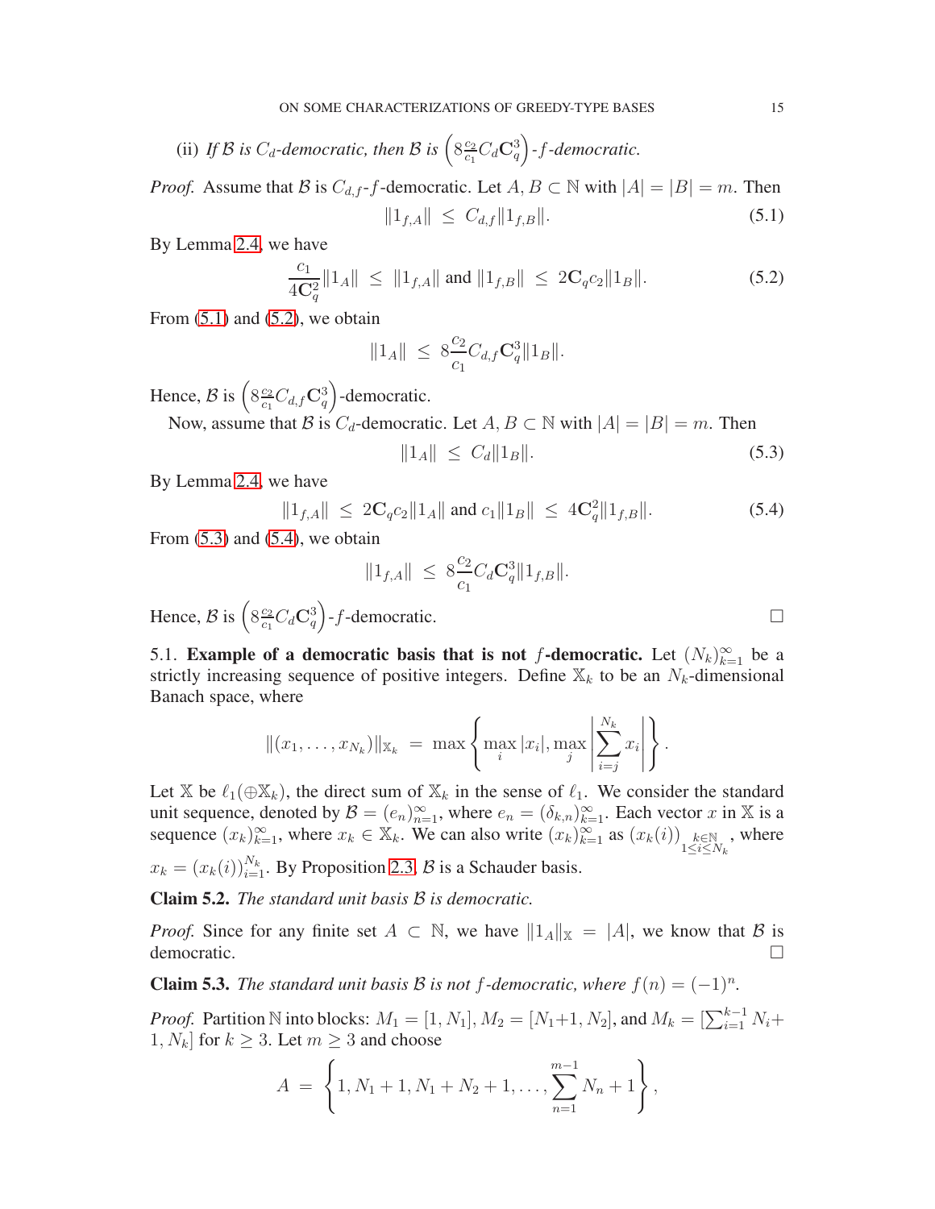(ii) *If $\mathcal{B}$ is $C_d$-democratic, then $\mathcal{B}$ is $\left(8\frac{c_2}{c_1}C_d\mathbf{C}_q^3\right)$-$f$-democratic.*

*Proof.* Assume that $\mathcal{B}$ is $C_{d,f}$-$f$-democratic. Let $A, B \subset \mathbb{N}$ with $|A| = |B| = m$. Then

$$\|1_{f,A}\| \ \leq\ C_{d,f}\|1_{f,B}\|. \tag{5.1}$$

By Lemma 2.4, we have

$$\frac{c_1}{4\mathbf{C}_q^2}\|1_A\| \ \leq\ \|1_{f,A}\| \text{ and } \|1_{f,B}\| \ \leq\ 2\mathbf{C}_q c_2\|1_B\|. \tag{5.2}$$

From (5.1) and (5.2), we obtain

$$\|1_A\| \ \leq\ 8\frac{c_2}{c_1}C_{d,f}\mathbf{C}_q^3\|1_B\|.$$

Hence, $\mathcal{B}$ is $\left(8\frac{c_2}{c_1}C_{d,f}\mathbf{C}_q^3\right)$-democratic.

Now, assume that $\mathcal{B}$ is $C_d$-democratic. Let $A, B \subset \mathbb{N}$ with $|A| = |B| = m$. Then

$$\|1_A\| \ \leq\ C_d\|1_B\|. \tag{5.3}$$

By Lemma 2.4, we have

$$\|1_{f,A}\| \ \leq\ 2\mathbf{C}_q c_2\|1_A\| \text{ and } c_1\|1_B\| \ \leq\ 4\mathbf{C}_q^2\|1_{f,B}\|. \tag{5.4}$$

From (5.3) and (5.4), we obtain

$$\|1_{f,A}\| \ \leq\ 8\frac{c_2}{c_1}C_d\mathbf{C}_q^3\|1_{f,B}\|.$$

Hence, $\mathcal{B}$ is $\left(8\frac{c_2}{c_1}C_d\mathbf{C}_q^3\right)$-$f$-democratic. $\square$

5.1. **Example of a democratic basis that is not $f$-democratic.** Let $(N_k)_{k=1}^\infty$ be a strictly increasing sequence of positive integers. Define $\mathbb{X}_k$ to be an $N_k$-dimensional Banach space, where

$$\|(x_1, \ldots, x_{N_k})\|_{\mathbb{X}_k} \ =\ \max\left\{\max_i |x_i|, \max_j\left|\sum_{i=j}^{N_k} x_i\right|\right\}.$$

Let $\mathbb{X}$ be $\ell_1(\oplus\mathbb{X}_k)$, the direct sum of $\mathbb{X}_k$ in the sense of $\ell_1$. We consider the standard unit sequence, denoted by $\mathcal{B} = (e_n)_{n=1}^\infty$, where $e_n = (\delta_{k,n})_{k=1}^\infty$. Each vector $x$ in $\mathbb{X}$ is a sequence $(x_k)_{k=1}^\infty$, where $x_k \in \mathbb{X}_k$. We can also write $(x_k)_{k=1}^\infty$ as $(x_k(i))_{\substack{k\in\mathbb{N}\\ 1\leq i\leq N_k}}$, where $x_k = (x_k(i))_{i=1}^{N_k}$. By Proposition 2.3, $\mathcal{B}$ is a Schauder basis.

**Claim 5.2.** *The standard unit basis $\mathcal{B}$ is democratic.*

*Proof.* Since for any finite set $A \subset \mathbb{N}$, we have $\|1_A\|_{\mathbb{X}} = |A|$, we know that $\mathcal{B}$ is democratic. $\square$

**Claim 5.3.** *The standard unit basis $\mathcal{B}$ is not $f$-democratic, where $f(n) = (-1)^n$.*

*Proof.* Partition $\mathbb{N}$ into blocks: $M_1 = [1, N_1]$, $M_2 = [N_1{+}1, N_2]$, and $M_k = [\sum_{i=1}^{k-1} N_i + 1, N_k]$ for $k \geq 3$. Let $m \geq 3$ and choose

$$A \ =\ \left\{1, N_1+1, N_1+N_2+1, \ldots, \sum_{n=1}^{m-1} N_n + 1\right\},$$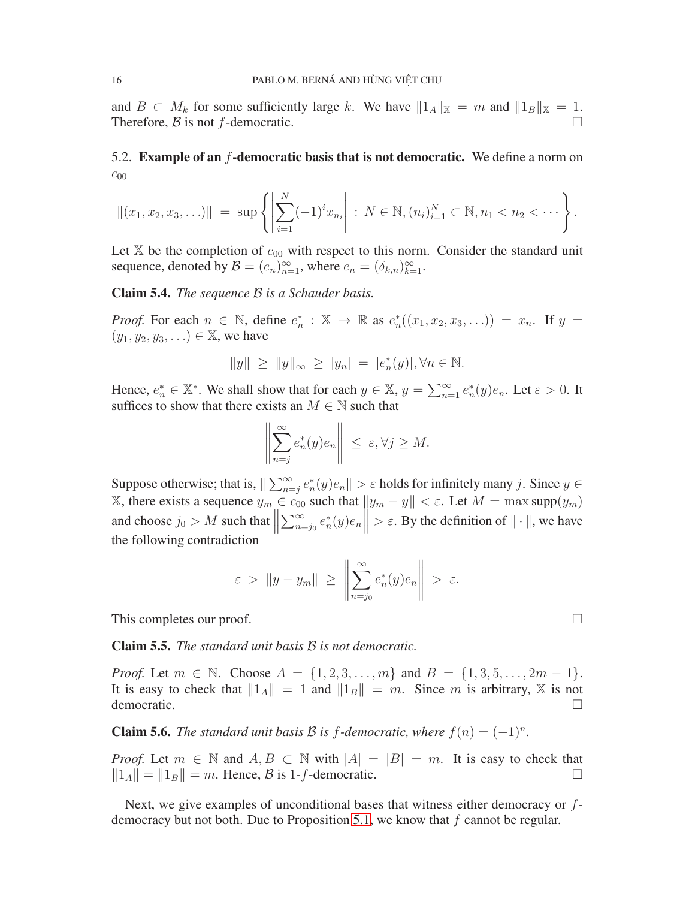and $B \subset M_k$ for some sufficiently large $k$. We have $\|1_A\|_{\mathbb{X}} = m$ and $\|1_B\|_{\mathbb{X}} = 1$. Therefore, $\mathcal{B}$ is not $f$-democratic. $\square$

5.2. **Example of an $f$-democratic basis that is not democratic.** We define a norm on $c_{00}$

$$\|(x_1, x_2, x_3, \ldots)\| \;=\; \sup\left\{\left|\sum_{i=1}^{N}(-1)^i x_{n_i}\right| \;:\; N\in\mathbb{N}, (n_i)_{i=1}^N \subset \mathbb{N}, n_1 < n_2 < \cdots\right\}.$$

Let $\mathbb{X}$ be the completion of $c_{00}$ with respect to this norm. Consider the standard unit sequence, denoted by $\mathcal{B} = (e_n)_{n=1}^\infty$, where $e_n = (\delta_{k,n})_{k=1}^\infty$.

**Claim 5.4.** *The sequence $\mathcal{B}$ is a Schauder basis.*

*Proof.* For each $n \in \mathbb{N}$, define $e_n^* : \mathbb{X} \to \mathbb{R}$ as $e_n^*((x_1, x_2, x_3, \ldots)) = x_n$. If $y = (y_1, y_2, y_3, \ldots) \in \mathbb{X}$, we have

$$\|y\| \;\geq\; \|y\|_\infty \;\geq\; |y_n| \;=\; |e_n^*(y)|, \forall n \in \mathbb{N}.$$

Hence, $e_n^* \in \mathbb{X}^*$. We shall show that for each $y \in \mathbb{X}$, $y = \sum_{n=1}^\infty e_n^*(y)e_n$. Let $\varepsilon > 0$. It suffices to show that there exists an $M \in \mathbb{N}$ such that

$$\left\|\sum_{n=j}^{\infty} e_n^*(y)e_n\right\| \;\leq\; \varepsilon, \forall j \geq M.$$

Suppose otherwise; that is, $\|\sum_{n=j}^\infty e_n^*(y)e_n\| > \varepsilon$ holds for infinitely many $j$. Since $y \in \mathbb{X}$, there exists a sequence $y_m \in c_{00}$ such that $\|y_m - y\| < \varepsilon$. Let $M = \max \operatorname{supp}(y_m)$ and choose $j_0 > M$ such that $\left\|\sum_{n=j_0}^\infty e_n^*(y)e_n\right\| > \varepsilon$. By the definition of $\|\cdot\|$, we have the following contradiction

$$\varepsilon \;>\; \|y - y_m\| \;\geq\; \left\|\sum_{n=j_0}^{\infty} e_n^*(y)e_n\right\| \;>\; \varepsilon.$$

This completes our proof. $\square$

**Claim 5.5.** *The standard unit basis $\mathcal{B}$ is not democratic.*

*Proof.* Let $m \in \mathbb{N}$. Choose $A = \{1, 2, 3, \ldots, m\}$ and $B = \{1, 3, 5, \ldots, 2m-1\}$. It is easy to check that $\|1_A\| = 1$ and $\|1_B\| = m$. Since $m$ is arbitrary, $\mathbb{X}$ is not democratic. $\square$

**Claim 5.6.** *The standard unit basis $\mathcal{B}$ is $f$-democratic, where $f(n) = (-1)^n$.*

*Proof.* Let $m \in \mathbb{N}$ and $A, B \subset \mathbb{N}$ with $|A| = |B| = m$. It is easy to check that $\|1_A\| = \|1_B\| = m$. Hence, $\mathcal{B}$ is 1-$f$-democratic. $\square$

Next, we give examples of unconditional bases that witness either democracy or $f$-democracy but not both. Due to Proposition 5.1, we know that $f$ cannot be regular.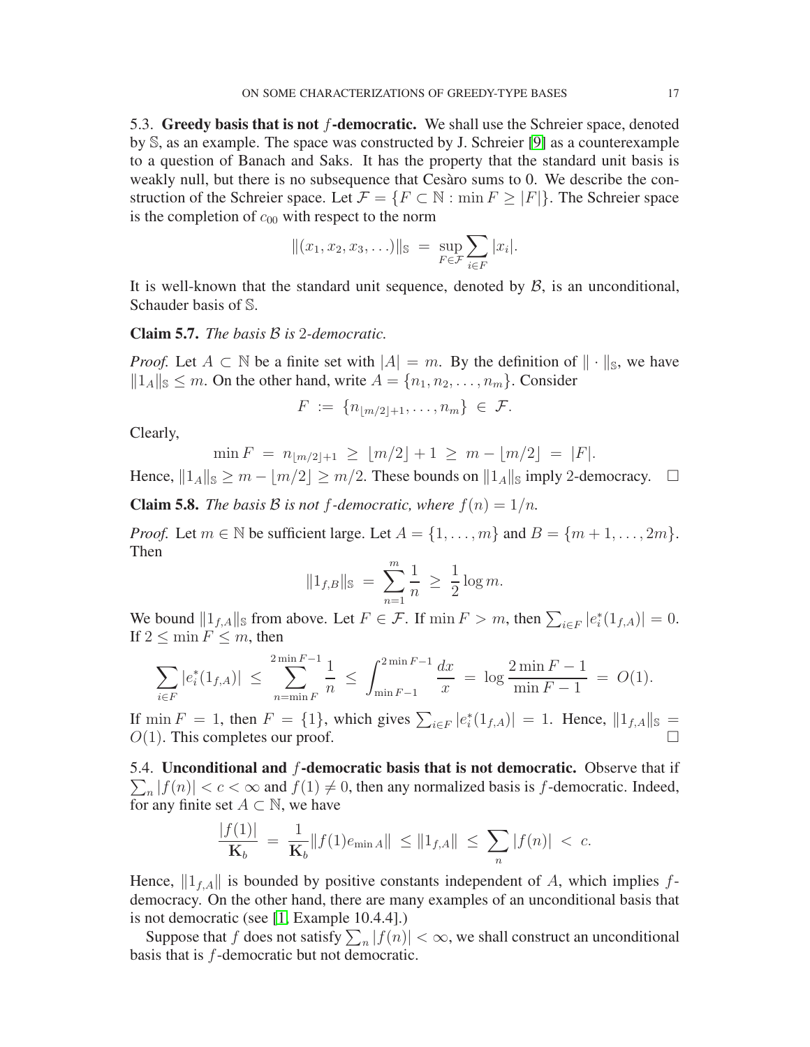5.3. **Greedy basis that is not $f$-democratic.** We shall use the Schreier space, denoted by $\mathbb{S}$, as an example. The space was constructed by J. Schreier [9] as a counterexample to a question of Banach and Saks. It has the property that the standard unit basis is weakly null, but there is no subsequence that Cesàro sums to 0. We describe the construction of the Schreier space. Let $\mathcal{F} = \{F \subset \mathbb{N} : \min F \geq |F|\}$. The Schreier space is the completion of $c_{00}$ with respect to the norm

$$\|(x_1, x_2, x_3, \ldots)\|_{\mathbb{S}} \;=\; \sup_{F \in \mathcal{F}} \sum_{i \in F} |x_i|.$$

It is well-known that the standard unit sequence, denoted by $\mathcal{B}$, is an unconditional, Schauder basis of $\mathbb{S}$.

**Claim 5.7.** *The basis $\mathcal{B}$ is 2-democratic.*

*Proof.* Let $A \subset \mathbb{N}$ be a finite set with $|A| = m$. By the definition of $\|\cdot\|_{\mathbb{S}}$, we have $\|1_A\|_{\mathbb{S}} \leq m$. On the other hand, write $A = \{n_1, n_2, \ldots, n_m\}$. Consider

$$F \;:=\; \{n_{\lfloor m/2 \rfloor + 1}, \ldots, n_m\} \;\in\; \mathcal{F}.$$

Clearly,

$$\min F \;=\; n_{\lfloor m/2 \rfloor + 1} \;\geq\; \lfloor m/2 \rfloor + 1 \;\geq\; m - \lfloor m/2 \rfloor \;=\; |F|.$$

Hence, $\|1_A\|_{\mathbb{S}} \geq m - \lfloor m/2 \rfloor \geq m/2$. These bounds on $\|1_A\|_{\mathbb{S}}$ imply 2-democracy. $\square$

**Claim 5.8.** *The basis $\mathcal{B}$ is not $f$-democratic, where $f(n) = 1/n$.*

*Proof.* Let $m \in \mathbb{N}$ be sufficient large. Let $A = \{1, \ldots, m\}$ and $B = \{m+1, \ldots, 2m\}$. Then

$$\|1_{f,B}\|_{\mathbb{S}} \;=\; \sum_{n=1}^{m} \frac{1}{n} \;\geq\; \frac{1}{2} \log m.$$

We bound $\|1_{f,A}\|_{\mathbb{S}}$ from above. Let $F \in \mathcal{F}$. If $\min F > m$, then $\sum_{i \in F} |e_i^*(1_{f,A})| = 0$. If $2 \leq \min F \leq m$, then

$$\sum_{i \in F} |e_i^*(1_{f,A})| \;\leq\; \sum_{n=\min F}^{2\min F - 1} \frac{1}{n} \;\leq\; \int_{\min F - 1}^{2\min F - 1} \frac{dx}{x} \;=\; \log \frac{2\min F - 1}{\min F - 1} \;=\; O(1).$$

If $\min F = 1$, then $F = \{1\}$, which gives $\sum_{i \in F} |e_i^*(1_{f,A})| = 1$. Hence, $\|1_{f,A}\|_{\mathbb{S}} = O(1)$. This completes our proof. $\square$

5.4. **Unconditional and $f$-democratic basis that is not democratic.** Observe that if $\sum_n |f(n)| < c < \infty$ and $f(1) \neq 0$, then any normalized basis is $f$-democratic. Indeed, for any finite set $A \subset \mathbb{N}$, we have

$$\frac{|f(1)|}{\mathbf{K}_b} \;=\; \frac{1}{\mathbf{K}_b} \|f(1) e_{\min A}\| \;\leq \|1_{f,A}\| \;\leq\; \sum_n |f(n)| \;<\; c.$$

Hence, $\|1_{f,A}\|$ is bounded by positive constants independent of $A$, which implies $f$-democracy. On the other hand, there are many examples of an unconditional basis that is not democratic (see [1, Example 10.4.4].)

Suppose that $f$ does not satisfy $\sum_n |f(n)| < \infty$, we shall construct an unconditional basis that is $f$-democratic but not democratic.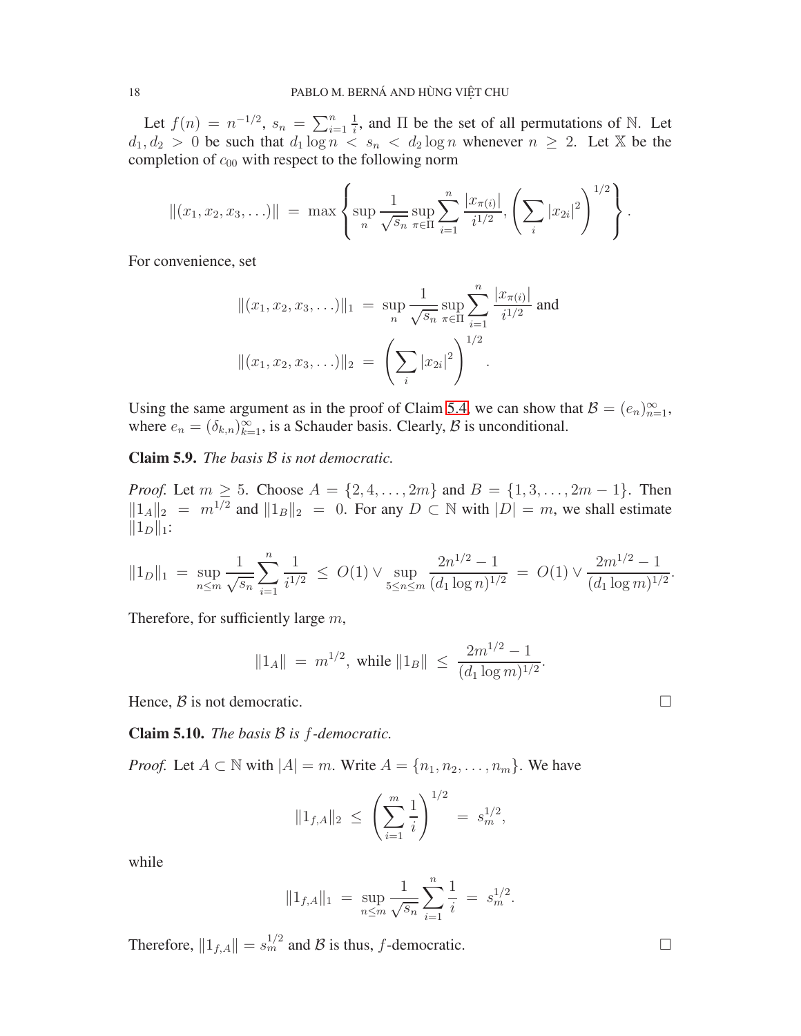Let $f(n) = n^{-1/2}$, $s_n = \sum_{i=1}^n \frac{1}{i}$, and $\Pi$ be the set of all permutations of $\mathbb{N}$. Let $d_1, d_2 > 0$ be such that $d_1 \log n < s_n < d_2 \log n$ whenever $n \geq 2$. Let $\mathbb{X}$ be the completion of $c_{00}$ with respect to the following norm

$$\|(x_1, x_2, x_3, \ldots)\| \;=\; \max\left\{\sup_n \frac{1}{\sqrt{s_n}} \sup_{\pi\in\Pi} \sum_{i=1}^n \frac{|x_{\pi(i)}|}{i^{1/2}}, \left(\sum_i |x_{2i}|^2\right)^{1/2}\right\}.$$

For convenience, set

$$\|(x_1, x_2, x_3, \ldots)\|_1 \;=\; \sup_n \frac{1}{\sqrt{s_n}} \sup_{\pi\in\Pi} \sum_{i=1}^n \frac{|x_{\pi(i)}|}{i^{1/2}} \text{ and}$$

$$\|(x_1, x_2, x_3, \ldots)\|_2 \;=\; \left(\sum_i |x_{2i}|^2\right)^{1/2}.$$

Using the same argument as in the proof of Claim 5.4, we can show that $\mathcal{B} = (e_n)_{n=1}^\infty$, where $e_n = (\delta_{k,n})_{k=1}^\infty$, is a Schauder basis. Clearly, $\mathcal{B}$ is unconditional.

**Claim 5.9.** *The basis $\mathcal{B}$ is not democratic.*

*Proof.* Let $m \geq 5$. Choose $A = \{2, 4, \ldots, 2m\}$ and $B = \{1, 3, \ldots, 2m-1\}$. Then $\|1_A\|_2 = m^{1/2}$ and $\|1_B\|_2 = 0$. For any $D \subset \mathbb{N}$ with $|D| = m$, we shall estimate $\|1_D\|_1$:

$$\|1_D\|_1 \;=\; \sup_{n\leq m} \frac{1}{\sqrt{s_n}} \sum_{i=1}^n \frac{1}{i^{1/2}} \;\leq\; O(1) \vee \sup_{5\leq n\leq m} \frac{2n^{1/2}-1}{(d_1 \log n)^{1/2}} \;=\; O(1) \vee \frac{2m^{1/2}-1}{(d_1 \log m)^{1/2}}.$$

Therefore, for sufficiently large $m$,

$$\|1_A\| \;=\; m^{1/2}, \text{ while } \|1_B\| \;\leq\; \frac{2m^{1/2}-1}{(d_1 \log m)^{1/2}}.$$

Hence, $\mathcal{B}$ is not democratic. $\square$

**Claim 5.10.** *The basis $\mathcal{B}$ is $f$-democratic.*

*Proof.* Let $A \subset \mathbb{N}$ with $|A| = m$. Write $A = \{n_1, n_2, \ldots, n_m\}$. We have

$$\|1_{f,A}\|_2 \;\leq\; \left(\sum_{i=1}^m \frac{1}{i}\right)^{1/2} \;=\; s_m^{1/2},$$

while

$$\|1_{f,A}\|_1 \;=\; \sup_{n\leq m} \frac{1}{\sqrt{s_n}} \sum_{i=1}^n \frac{1}{i} \;=\; s_m^{1/2}.$$

Therefore, $\|1_{f,A}\| = s_m^{1/2}$ and $\mathcal{B}$ is thus, $f$-democratic. $\square$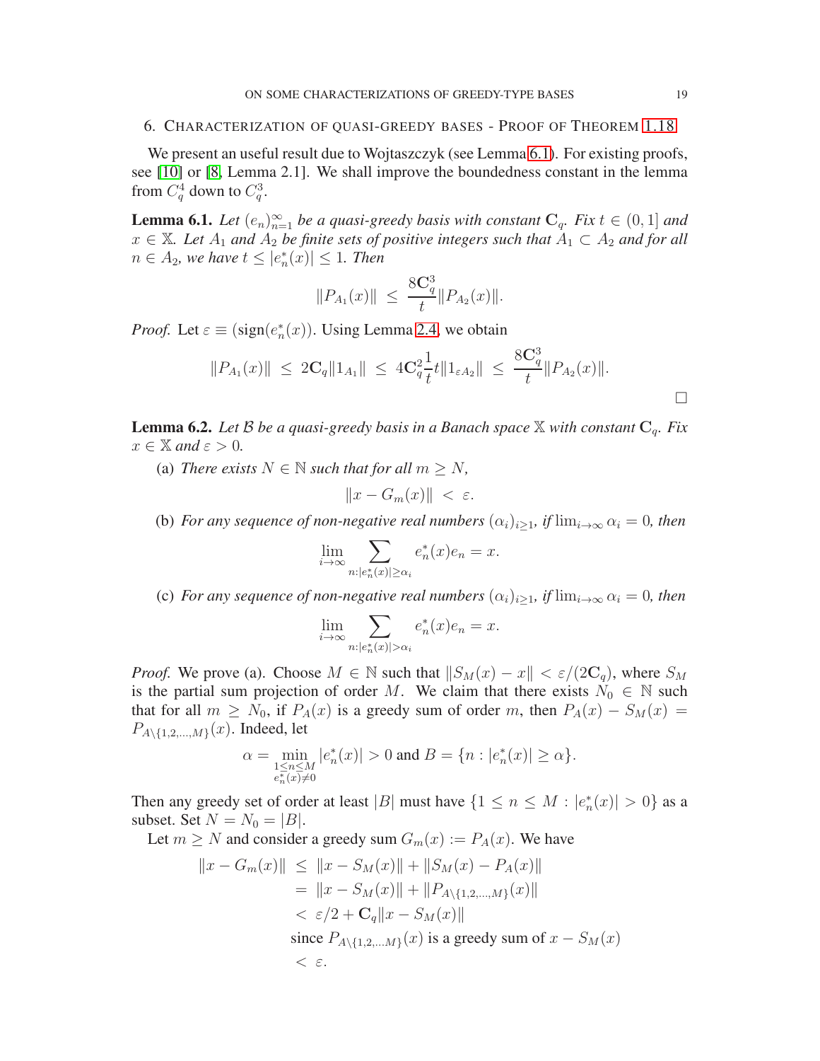## 6. Characterization of quasi-greedy bases - Proof of Theorem 1.18

We present an useful result due to Wojtaszczyk (see Lemma 6.1). For existing proofs, see [10] or [8, Lemma 2.1]. We shall improve the boundedness constant in the lemma from $C_q^4$ down to $C_q^3$.

**Lemma 6.1.** *Let $(e_n)_{n=1}^\infty$ be a quasi-greedy basis with constant $\mathbf{C}_q$. Fix $t \in (0,1]$ and $x \in \mathbb{X}$. Let $A_1$ and $A_2$ be finite sets of positive integers such that $A_1 \subset A_2$ and for all $n \in A_2$, we have $t \le |e_n^*(x)| \le 1$. Then*

$$\|P_{A_1}(x)\| \ \le\ \frac{8\mathbf{C}_q^3}{t}\|P_{A_2}(x)\|.$$

*Proof.* Let $\varepsilon \equiv (\operatorname{sign}(e_n^*(x)))$. Using Lemma 2.4, we obtain

$$\|P_{A_1}(x)\| \ \le\ 2\mathbf{C}_q\|1_{A_1}\| \ \le\ 4\mathbf{C}_q^2\frac{1}{t}t\|1_{\varepsilon A_2}\| \ \le\ \frac{8\mathbf{C}_q^3}{t}\|P_{A_2}(x)\|.$$

□

**Lemma 6.2.** *Let $\mathcal{B}$ be a quasi-greedy basis in a Banach space $\mathbb{X}$ with constant $\mathbf{C}_q$. Fix $x \in \mathbb{X}$ and $\varepsilon > 0$.*

(a) *There exists $N \in \mathbb{N}$ such that for all $m \ge N$,*

$$\|x - G_m(x)\| \ <\ \varepsilon.$$

(b) *For any sequence of non-negative real numbers $(\alpha_i)_{i\ge 1}$, if $\lim_{i\to\infty}\alpha_i = 0$, then*

$$\lim_{i\to\infty}\sum_{n:|e_n^*(x)|\ge\alpha_i} e_n^*(x)e_n = x.$$

(c) *For any sequence of non-negative real numbers $(\alpha_i)_{i\ge 1}$, if $\lim_{i\to\infty}\alpha_i = 0$, then*

$$\lim_{i\to\infty}\sum_{n:|e_n^*(x)|>\alpha_i} e_n^*(x)e_n = x.$$

*Proof.* We prove (a). Choose $M \in \mathbb{N}$ such that $\|S_M(x) - x\| < \varepsilon/(2\mathbf{C}_q)$, where $S_M$ is the partial sum projection of order $M$. We claim that there exists $N_0 \in \mathbb{N}$ such that for all $m \ge N_0$, if $P_A(x)$ is a greedy sum of order $m$, then $P_A(x) - S_M(x) = P_{A\backslash\{1,2,\ldots,M\}}(x)$. Indeed, let

$$\alpha = \min_{\substack{1\le n\le M\\ e_n^*(x)\neq 0}}|e_n^*(x)| > 0 \text{ and } B = \{n : |e_n^*(x)| \ge \alpha\}.$$

Then any greedy set of order at least $|B|$ must have $\{1 \le n \le M : |e_n^*(x)| > 0\}$ as a subset. Set $N = N_0 = |B|$.

Let $m \ge N$ and consider a greedy sum $G_m(x) := P_A(x)$. We have

$$\begin{aligned}
\|x - G_m(x)\| \ &\le\ \|x - S_M(x)\| + \|S_M(x) - P_A(x)\|\\
&=\ \|x - S_M(x)\| + \|P_{A\backslash\{1,2,\ldots,M\}}(x)\|\\
&<\ \varepsilon/2 + \mathbf{C}_q\|x - S_M(x)\|\\
&\quad\ \text{since } P_{A\backslash\{1,2,\ldots M\}}(x) \text{ is a greedy sum of } x - S_M(x)\\
&<\ \varepsilon.
\end{aligned}$$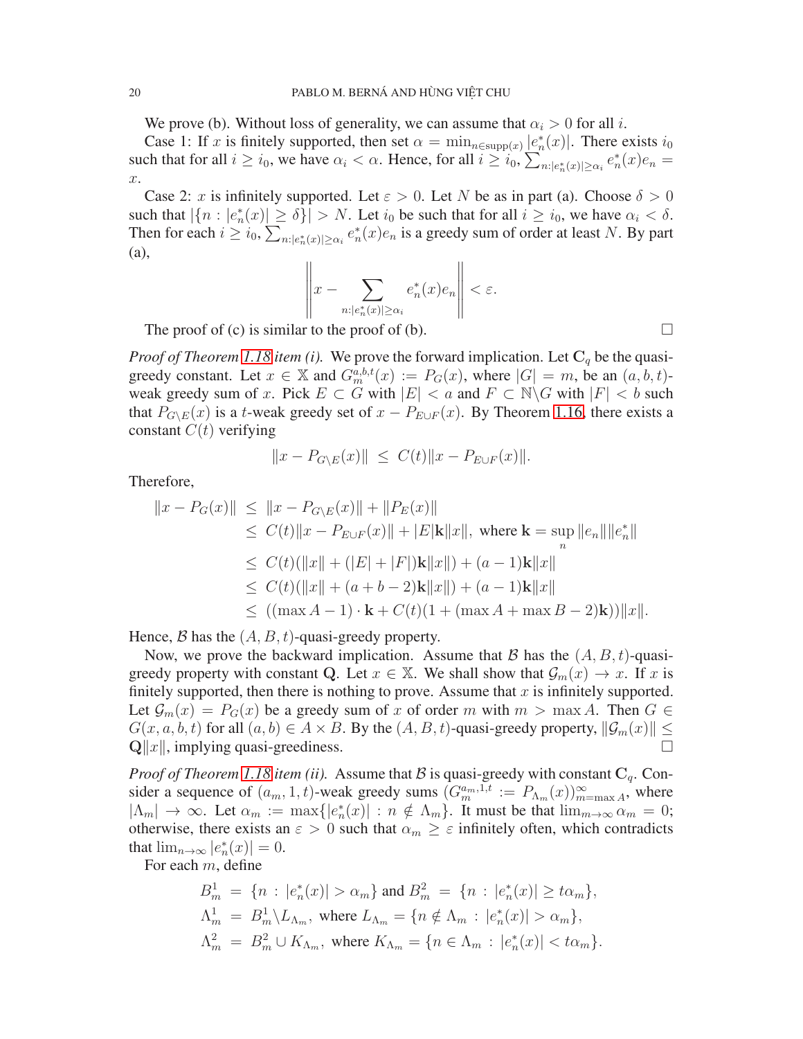We prove (b). Without loss of generality, we can assume that $\alpha_i > 0$ for all $i$.

Case 1: If $x$ is finitely supported, then set $\alpha = \min_{n\in\operatorname{supp}(x)} |e_n^*(x)|$. There exists $i_0$ such that for all $i \geq i_0$, we have $\alpha_i < \alpha$. Hence, for all $i \geq i_0$, $\sum_{n:|e_n^*(x)|\geq\alpha_i} e_n^*(x)e_n = x$.

Case 2: $x$ is infinitely supported. Let $\varepsilon > 0$. Let $N$ be as in part (a). Choose $\delta > 0$ such that $|\{n : |e_n^*(x)| \geq \delta\}| > N$. Let $i_0$ be such that for all $i \geq i_0$, we have $\alpha_i < \delta$. Then for each $i \geq i_0$, $\sum_{n:|e_n^*(x)|\geq\alpha_i} e_n^*(x)e_n$ is a greedy sum of order at least $N$. By part (a),

$$\left\| x - \sum_{n:|e_n^*(x)|\geq\alpha_i} e_n^*(x)e_n \right\| < \varepsilon.$$

The proof of (c) is similar to the proof of (b). $\square$

*Proof of Theorem 1.18 item (i).* We prove the forward implication. Let $\mathbf{C}_q$ be the quasi-greedy constant. Let $x \in \mathbb{X}$ and $G_m^{a,b,t}(x) := P_G(x)$, where $|G| = m$, be an $(a, b, t)$-weak greedy sum of $x$. Pick $E \subset G$ with $|E| < a$ and $F \subset \mathbb{N}\backslash G$ with $|F| < b$ such that $P_{G\backslash E}(x)$ is a $t$-weak greedy set of $x - P_{E\cup F}(x)$. By Theorem 1.16, there exists a constant $C(t)$ verifying

$$\|x - P_{G\backslash E}(x)\| \leq C(t)\|x - P_{E\cup F}(x)\|.$$

Therefore,

$$\begin{aligned}
\|x - P_G(x)\| &\leq \|x - P_{G\backslash E}(x)\| + \|P_E(x)\| \\
&\leq C(t)\|x - P_{E\cup F}(x)\| + |E|\mathbf{k}\|x\|, \text{ where } \mathbf{k} = \sup_n \|e_n\|\|e_n^*\| \\
&\leq C(t)(\|x\| + (|E| + |F|)\mathbf{k}\|x\|) + (a-1)\mathbf{k}\|x\| \\
&\leq C(t)(\|x\| + (a+b-2)\mathbf{k}\|x\|) + (a-1)\mathbf{k}\|x\| \\
&\leq ((\max A - 1)\cdot\mathbf{k} + C(t)(1 + (\max A + \max B - 2)\mathbf{k}))\|x\|.
\end{aligned}$$

Hence, $\mathcal{B}$ has the $(A, B, t)$-quasi-greedy property.

Now, we prove the backward implication. Assume that $\mathcal{B}$ has the $(A, B, t)$-quasi-greedy property with constant $\mathbf{Q}$. Let $x \in \mathbb{X}$. We shall show that $\mathcal{G}_m(x) \to x$. If $x$ is finitely supported, then there is nothing to prove. Assume that $x$ is infinitely supported. Let $\mathcal{G}_m(x) = P_G(x)$ be a greedy sum of $x$ of order $m$ with $m > \max A$. Then $G \in G(x, a, b, t)$ for all $(a, b) \in A \times B$. By the $(A, B, t)$-quasi-greedy property, $\|\mathcal{G}_m(x)\| \leq \mathbf{Q}\|x\|$, implying quasi-greediness. $\square$

*Proof of Theorem 1.18 item (ii).* Assume that $\mathcal{B}$ is quasi-greedy with constant $\mathbf{C}_q$. Consider a sequence of $(a_m, 1, t)$-weak greedy sums $(G_m^{a_m,1,t} := P_{\Lambda_m}(x))_{m=\max A}^{\infty}$, where $|\Lambda_m| \to \infty$. Let $\alpha_m := \max\{|e_n^*(x)| : n \notin \Lambda_m\}$. It must be that $\lim_{m\to\infty} \alpha_m = 0$; otherwise, there exists an $\varepsilon > 0$ such that $\alpha_m \geq \varepsilon$ infinitely often, which contradicts that $\lim_{n\to\infty} |e_n^*(x)| = 0$.

For each $m$, define

$$\begin{aligned}
B_m^1 &= \{n : |e_n^*(x)| > \alpha_m\} \text{ and } B_m^2 = \{n : |e_n^*(x)| \geq t\alpha_m\}, \\
\Lambda_m^1 &= B_m^1\backslash L_{\Lambda_m}, \text{ where } L_{\Lambda_m} = \{n \notin \Lambda_m : |e_n^*(x)| > \alpha_m\}, \\
\Lambda_m^2 &= B_m^2 \cup K_{\Lambda_m}, \text{ where } K_{\Lambda_m} = \{n \in \Lambda_m : |e_n^*(x)| < t\alpha_m\}.
\end{aligned}$$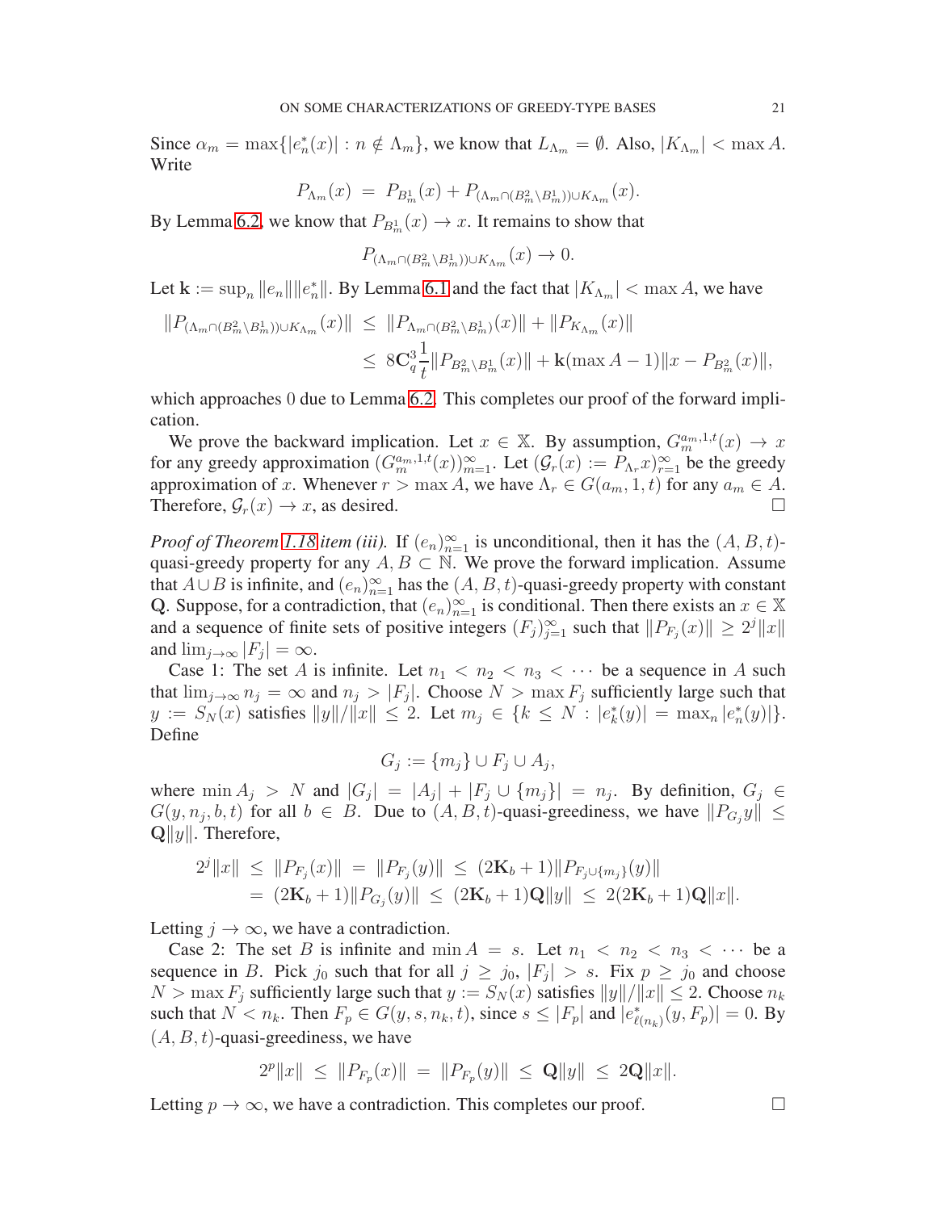Since $\alpha_m = \max\{|e_n^*(x)| : n \notin \Lambda_m\}$, we know that $L_{\Lambda_m} = \emptyset$. Also, $|K_{\Lambda_m}| < \max A$. Write

$$P_{\Lambda_m}(x) \;=\; P_{B_m^1}(x) + P_{(\Lambda_m \cap (B_m^2 \setminus B_m^1)) \cup K_{\Lambda_m}}(x).$$

By Lemma 6.2, we know that $P_{B_m^1}(x) \to x$. It remains to show that

$$P_{(\Lambda_m \cap (B_m^2 \setminus B_m^1)) \cup K_{\Lambda_m}}(x) \to 0.$$

Let $\mathbf{k} := \sup_n \|e_n\| \|e_n^*\|$. By Lemma 6.1 and the fact that $|K_{\Lambda_m}| < \max A$, we have

$$\begin{aligned}
\|P_{(\Lambda_m \cap (B_m^2 \setminus B_m^1)) \cup K_{\Lambda_m}}(x)\| \;&\leq\; \|P_{\Lambda_m \cap (B_m^2 \setminus B_m^1)}(x)\| + \|P_{K_{\Lambda_m}}(x)\| \\
&\leq\; 8\mathbf{C}_q^3 \frac{1}{t} \|P_{B_m^2 \setminus B_m^1}(x)\| + \mathbf{k}(\max A - 1)\|x - P_{B_m^2}(x)\|,
\end{aligned}$$

which approaches $0$ due to Lemma 6.2. This completes our proof of the forward implication.

We prove the backward implication. Let $x \in \mathbb{X}$. By assumption, $G_m^{a_m,1,t}(x) \to x$ for any greedy approximation $(G_m^{a_m,1,t}(x))_{m=1}^\infty$. Let $(\mathcal{G}_r(x) := P_{\Lambda_r} x)_{r=1}^\infty$ be the greedy approximation of $x$. Whenever $r > \max A$, we have $\Lambda_r \in G(a_m, 1, t)$ for any $a_m \in A$. Therefore, $\mathcal{G}_r(x) \to x$, as desired. $\square$

*Proof of Theorem 1.18 item (iii).* If $(e_n)_{n=1}^\infty$ is unconditional, then it has the $(A, B, t)$-quasi-greedy property for any $A, B \subset \mathbb{N}$. We prove the forward implication. Assume that $A \cup B$ is infinite, and $(e_n)_{n=1}^\infty$ has the $(A, B, t)$-quasi-greedy property with constant $\mathbf{Q}$. Suppose, for a contradiction, that $(e_n)_{n=1}^\infty$ is conditional. Then there exists an $x \in \mathbb{X}$ and a sequence of finite sets of positive integers $(F_j)_{j=1}^\infty$ such that $\|P_{F_j}(x)\| \geq 2^j \|x\|$ and $\lim_{j\to\infty} |F_j| = \infty$.

Case 1: The set $A$ is infinite. Let $n_1 < n_2 < n_3 < \cdots$ be a sequence in $A$ such that $\lim_{j\to\infty} n_j = \infty$ and $n_j > |F_j|$. Choose $N > \max F_j$ sufficiently large such that $y := S_N(x)$ satisfies $\|y\|/\|x\| \leq 2$. Let $m_j \in \{k \leq N : |e_k^*(y)| = \max_n |e_n^*(y)|\}$. Define

$$G_j := \{m_j\} \cup F_j \cup A_j,$$

where $\min A_j > N$ and $|G_j| = |A_j| + |F_j \cup \{m_j\}| = n_j$. By definition, $G_j \in G(y, n_j, b, t)$ for all $b \in B$. Due to $(A, B, t)$-quasi-greediness, we have $\|P_{G_j} y\| \leq \mathbf{Q}\|y\|$. Therefore,

$$\begin{aligned}
2^j \|x\| \;&\leq\; \|P_{F_j}(x)\| \;=\; \|P_{F_j}(y)\| \;\leq\; (2\mathbf{K}_b + 1)\|P_{F_j \cup \{m_j\}}(y)\| \\
&=\; (2\mathbf{K}_b + 1)\|P_{G_j}(y)\| \;\leq\; (2\mathbf{K}_b + 1)\mathbf{Q}\|y\| \;\leq\; 2(2\mathbf{K}_b + 1)\mathbf{Q}\|x\|.
\end{aligned}$$

Letting $j \to \infty$, we have a contradiction.

Case 2: The set $B$ is infinite and $\min A = s$. Let $n_1 < n_2 < n_3 < \cdots$ be a sequence in $B$. Pick $j_0$ such that for all $j \geq j_0$, $|F_j| > s$. Fix $p \geq j_0$ and choose $N > \max F_j$ sufficiently large such that $y := S_N(x)$ satisfies $\|y\|/\|x\| \leq 2$. Choose $n_k$ such that $N < n_k$. Then $F_p \in G(y, s, n_k, t)$, since $s \leq |F_p|$ and $|e^*_{\ell(n_k)}(y, F_p)| = 0$. By $(A, B, t)$-quasi-greediness, we have

$$2^p \|x\| \;\leq\; \|P_{F_p}(x)\| \;=\; \|P_{F_p}(y)\| \;\leq\; \mathbf{Q}\|y\| \;\leq\; 2\mathbf{Q}\|x\|.$$

Letting $p \to \infty$, we have a contradiction. This completes our proof. $\square$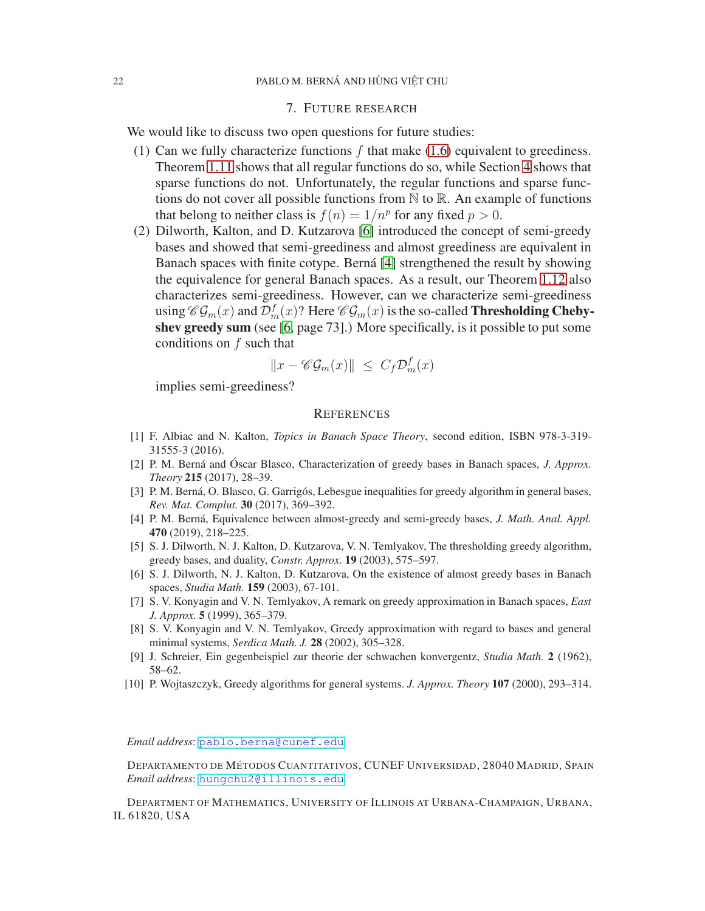## 7. Future research

We would like to discuss two open questions for future studies:

1. Can we fully characterize functions $f$ that make (1.6) equivalent to greediness. Theorem 1.11 shows that all regular functions do so, while Section 4 shows that sparse functions do not. Unfortunately, the regular functions and sparse functions do not cover all possible functions from $\mathbb{N}$ to $\mathbb{R}$. An example of functions that belong to neither class is $f(n) = 1/n^p$ for any fixed $p > 0$.
2. Dilworth, Kalton, and D. Kutzarova [6] introduced the concept of semi-greedy bases and showed that semi-greediness and almost greediness are equivalent in Banach spaces with finite cotype. Berná [4] strengthened the result by showing the equivalence for general Banach spaces. As a result, our Theorem 1.12 also characterizes semi-greediness. However, can we characterize semi-greediness using $\mathscr{CG}_m(x)$ and $\mathcal{D}_m^f(x)$? Here $\mathscr{CG}_m(x)$ is the so-called **Thresholding Chebyshev greedy sum** (see [6, page 73].) More specifically, is it possible to put some conditions on $f$ such that

$$\|x - \mathscr{CG}_m(x)\| \ \leq \ C_f \mathcal{D}_m^f(x)$$

implies semi-greediness?

## References

[1] F. Albiac and N. Kalton, *Topics in Banach Space Theory*, second edition, ISBN 978-3-319-31555-3 (2016).

[2] P. M. Berná and Óscar Blasco, Characterization of greedy bases in Banach spaces, *J. Approx. Theory* **215** (2017), 28–39.

[3] P. M. Berná, O. Blasco, G. Garrigós, Lebesgue inequalities for greedy algorithm in general bases, *Rev. Mat. Complut.* **30** (2017), 369–392.

[4] P. M. Berná, Equivalence between almost-greedy and semi-greedy bases, *J. Math. Anal. Appl.* **470** (2019), 218–225.

[5] S. J. Dilworth, N. J. Kalton, D. Kutzarova, V. N. Temlyakov, The thresholding greedy algorithm, greedy bases, and duality, *Constr. Approx.* **19** (2003), 575–597.

[6] S. J. Dilworth, N. J. Kalton, D. Kutzarova, On the existence of almost greedy bases in Banach spaces, *Studia Math.* **159** (2003), 67-101.

[7] S. V. Konyagin and V. N. Temlyakov, A remark on greedy approximation in Banach spaces, *East J. Approx.* **5** (1999), 365–379.

[8] S. V. Konyagin and V. N. Temlyakov, Greedy approximation with regard to bases and general minimal systems, *Serdica Math. J.* **28** (2002), 305–328.

[9] J. Schreier, Ein gegenbeispiel zur theorie der schwachen konvergentz, *Studia Math.* **2** (1962), 58–62.

[10] P. Wojtaszczyk, Greedy algorithms for general systems. *J. Approx. Theory* **107** (2000), 293–314.

*Email address*: pablo.berna@cunef.edu

Departamento de Métodos Cuantitativos, CUNEF Universidad, 28040 Madrid, Spain

*Email address*: hungchu2@illinois.edu

Department of Mathematics, University of Illinois at Urbana-Champaign, Urbana, IL 61820, USA